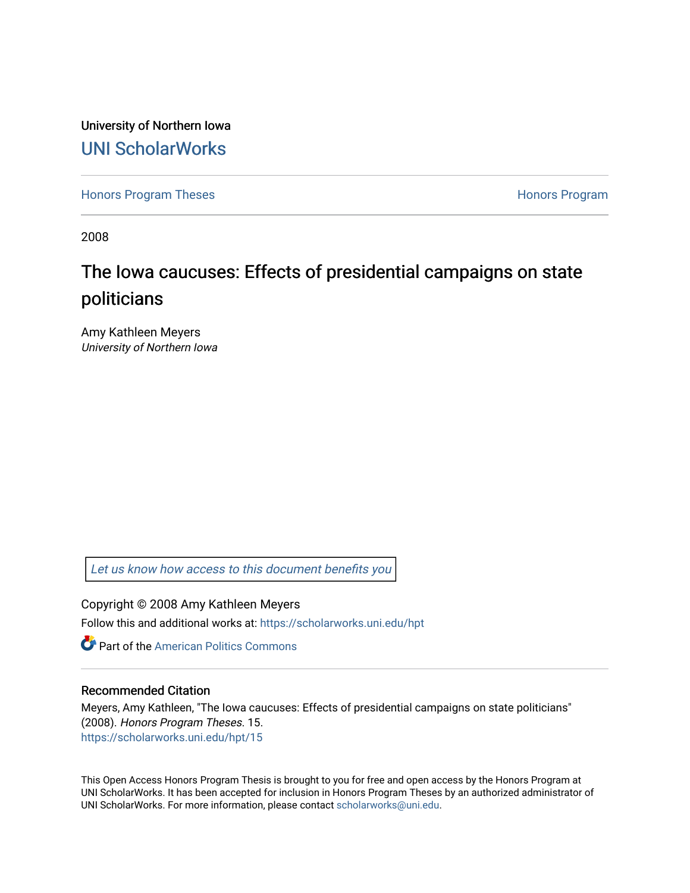University of Northern Iowa

UNI ScholarWorks

Honors Program Theses

Honors Program

2008

# The Iowa caucuses: Effects of presidential campaigns on state politicians

Amy Kathleen Meyers

*University of Northern Iowa*

*Let us know how access to this document benefits you*

Copyright © 2008 Amy Kathleen Meyers

Follow this and additional works at: https://scholarworks.uni.edu/hpt

Part of the American Politics Commons

## Recommended Citation

Meyers, Amy Kathleen, "The Iowa caucuses: Effects of presidential campaigns on state politicians" (2008). *Honors Program Theses*. 15.
https://scholarworks.uni.edu/hpt/15

This Open Access Honors Program Thesis is brought to you for free and open access by the Honors Program at UNI ScholarWorks. It has been accepted for inclusion in Honors Program Theses by an authorized administrator of UNI ScholarWorks. For more information, please contact scholarworks@uni.edu.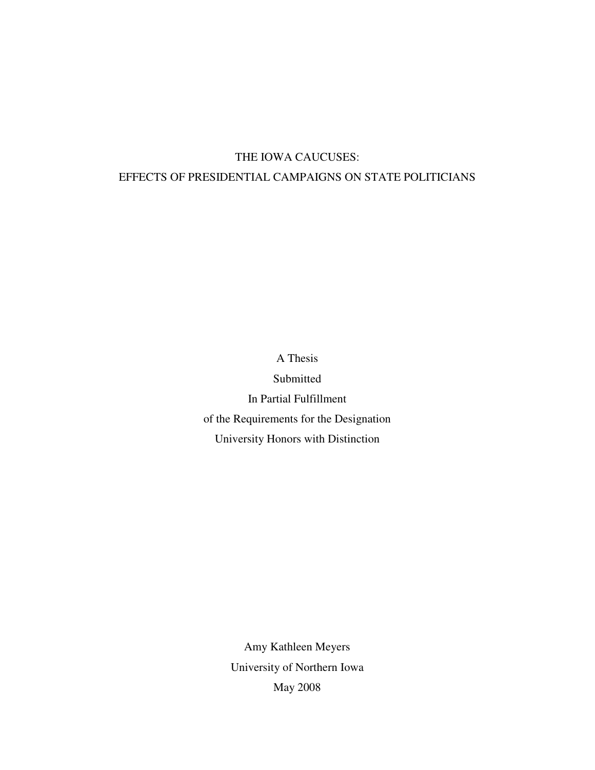# THE IOWA CAUCUSES:
# EFFECTS OF PRESIDENTIAL CAMPAIGNS ON STATE POLITICIANS

A Thesis

Submitted

In Partial Fulfillment

of the Requirements for the Designation

University Honors with Distinction

Amy Kathleen Meyers

University of Northern Iowa

May 2008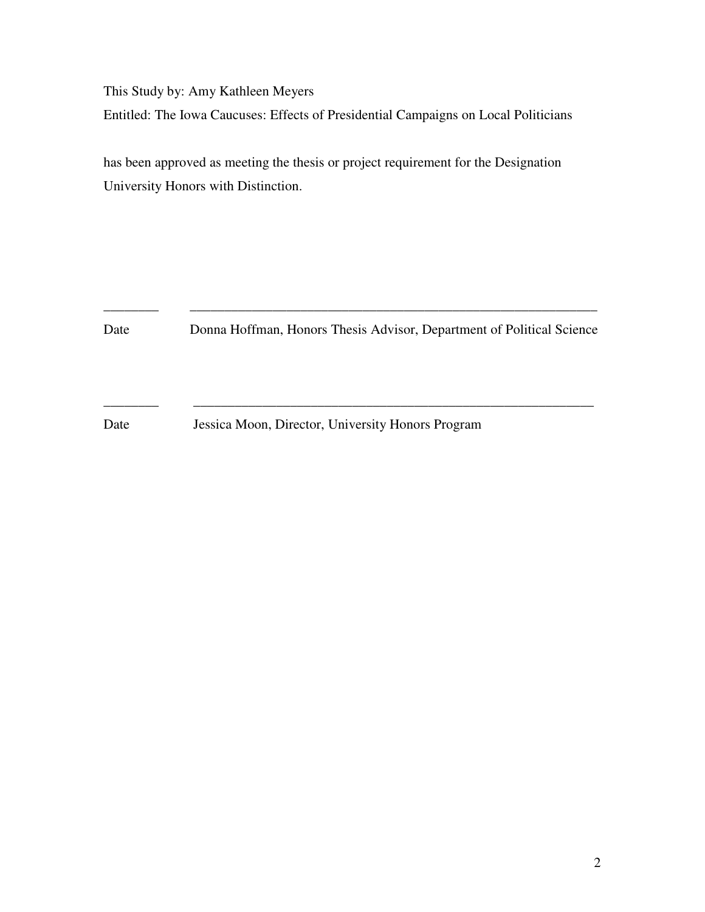This Study by: Amy Kathleen Meyers

Entitled: The Iowa Caucuses: Effects of Presidential Campaigns on Local Politicians

has been approved as meeting the thesis or project requirement for the Designation University Honors with Distinction.

________ ____________________________________________________________

Date Donna Hoffman, Honors Thesis Advisor, Department of Political Science

________ ____________________________________________________________

Date Jessica Moon, Director, University Honors Program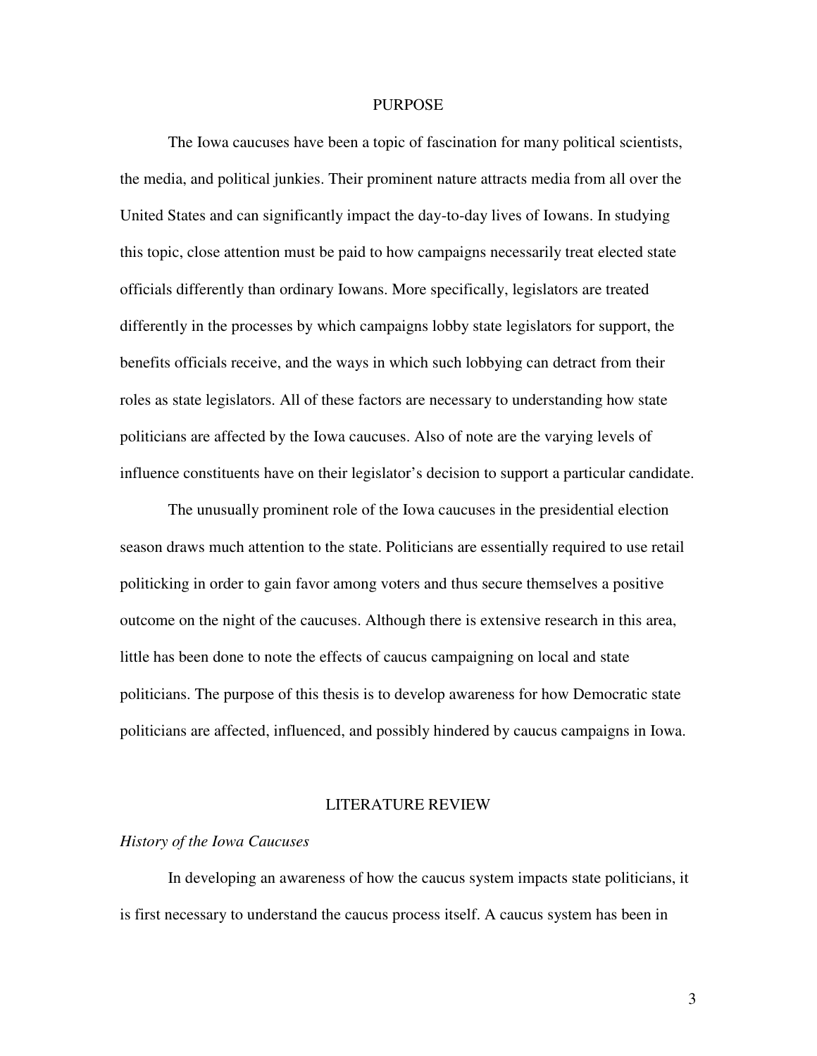## PURPOSE

The Iowa caucuses have been a topic of fascination for many political scientists, the media, and political junkies. Their prominent nature attracts media from all over the United States and can significantly impact the day-to-day lives of Iowans. In studying this topic, close attention must be paid to how campaigns necessarily treat elected state officials differently than ordinary Iowans. More specifically, legislators are treated differently in the processes by which campaigns lobby state legislators for support, the benefits officials receive, and the ways in which such lobbying can detract from their roles as state legislators. All of these factors are necessary to understanding how state politicians are affected by the Iowa caucuses. Also of note are the varying levels of influence constituents have on their legislator's decision to support a particular candidate.

The unusually prominent role of the Iowa caucuses in the presidential election season draws much attention to the state. Politicians are essentially required to use retail politicking in order to gain favor among voters and thus secure themselves a positive outcome on the night of the caucuses. Although there is extensive research in this area, little has been done to note the effects of caucus campaigning on local and state politicians. The purpose of this thesis is to develop awareness for how Democratic state politicians are affected, influenced, and possibly hindered by caucus campaigns in Iowa.

## LITERATURE REVIEW

### *History of the Iowa Caucuses*

In developing an awareness of how the caucus system impacts state politicians, it is first necessary to understand the caucus process itself. A caucus system has been in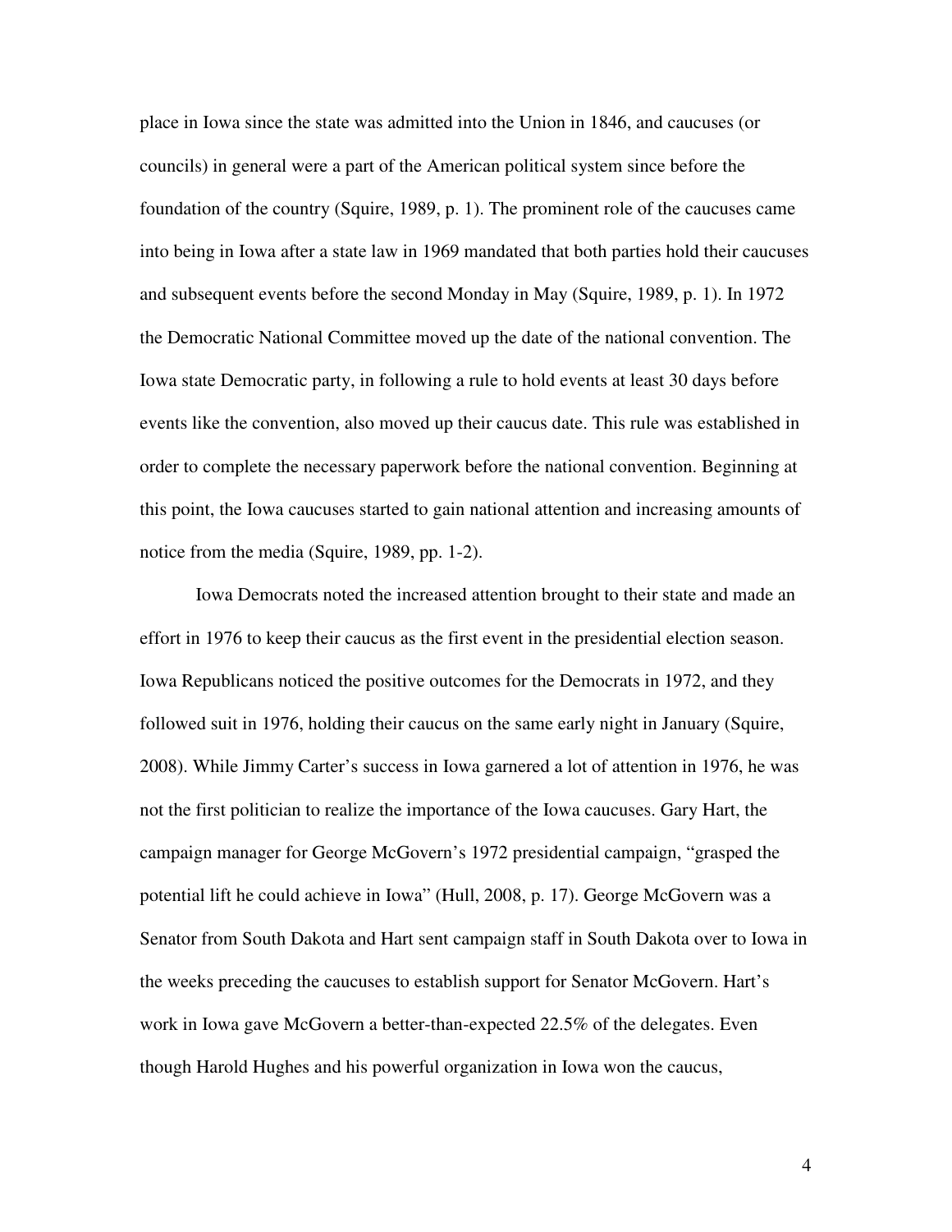place in Iowa since the state was admitted into the Union in 1846, and caucuses (or councils) in general were a part of the American political system since before the foundation of the country (Squire, 1989, p. 1). The prominent role of the caucuses came into being in Iowa after a state law in 1969 mandated that both parties hold their caucuses and subsequent events before the second Monday in May (Squire, 1989, p. 1). In 1972 the Democratic National Committee moved up the date of the national convention. The Iowa state Democratic party, in following a rule to hold events at least 30 days before events like the convention, also moved up their caucus date. This rule was established in order to complete the necessary paperwork before the national convention. Beginning at this point, the Iowa caucuses started to gain national attention and increasing amounts of notice from the media (Squire, 1989, pp. 1-2).

Iowa Democrats noted the increased attention brought to their state and made an effort in 1976 to keep their caucus as the first event in the presidential election season. Iowa Republicans noticed the positive outcomes for the Democrats in 1972, and they followed suit in 1976, holding their caucus on the same early night in January (Squire, 2008). While Jimmy Carter's success in Iowa garnered a lot of attention in 1976, he was not the first politician to realize the importance of the Iowa caucuses. Gary Hart, the campaign manager for George McGovern's 1972 presidential campaign, "grasped the potential lift he could achieve in Iowa" (Hull, 2008, p. 17). George McGovern was a Senator from South Dakota and Hart sent campaign staff in South Dakota over to Iowa in the weeks preceding the caucuses to establish support for Senator McGovern. Hart's work in Iowa gave McGovern a better-than-expected 22.5% of the delegates. Even though Harold Hughes and his powerful organization in Iowa won the caucus,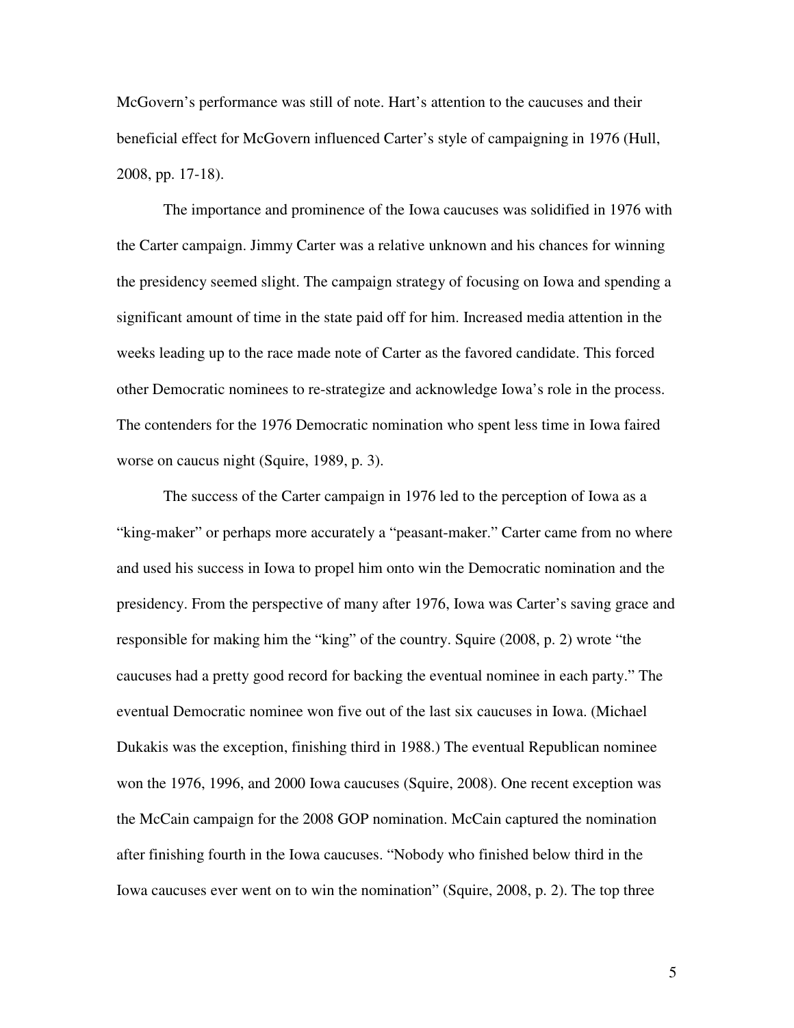McGovern's performance was still of note. Hart's attention to the caucuses and their beneficial effect for McGovern influenced Carter's style of campaigning in 1976 (Hull, 2008, pp. 17-18).

The importance and prominence of the Iowa caucuses was solidified in 1976 with the Carter campaign. Jimmy Carter was a relative unknown and his chances for winning the presidency seemed slight. The campaign strategy of focusing on Iowa and spending a significant amount of time in the state paid off for him. Increased media attention in the weeks leading up to the race made note of Carter as the favored candidate. This forced other Democratic nominees to re-strategize and acknowledge Iowa's role in the process. The contenders for the 1976 Democratic nomination who spent less time in Iowa faired worse on caucus night (Squire, 1989, p. 3).

The success of the Carter campaign in 1976 led to the perception of Iowa as a "king-maker" or perhaps more accurately a "peasant-maker." Carter came from no where and used his success in Iowa to propel him onto win the Democratic nomination and the presidency. From the perspective of many after 1976, Iowa was Carter's saving grace and responsible for making him the "king" of the country. Squire (2008, p. 2) wrote "the caucuses had a pretty good record for backing the eventual nominee in each party." The eventual Democratic nominee won five out of the last six caucuses in Iowa. (Michael Dukakis was the exception, finishing third in 1988.) The eventual Republican nominee won the 1976, 1996, and 2000 Iowa caucuses (Squire, 2008). One recent exception was the McCain campaign for the 2008 GOP nomination. McCain captured the nomination after finishing fourth in the Iowa caucuses. "Nobody who finished below third in the Iowa caucuses ever went on to win the nomination" (Squire, 2008, p. 2). The top three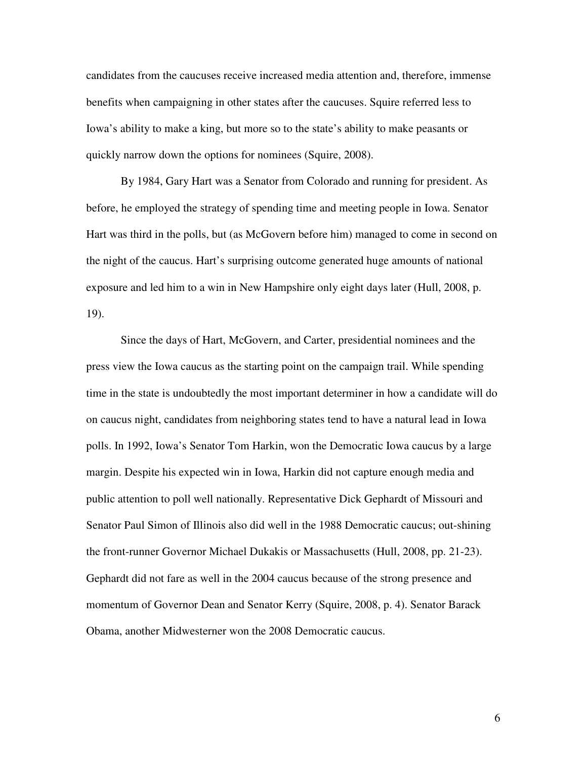candidates from the caucuses receive increased media attention and, therefore, immense benefits when campaigning in other states after the caucuses. Squire referred less to Iowa's ability to make a king, but more so to the state's ability to make peasants or quickly narrow down the options for nominees (Squire, 2008).

By 1984, Gary Hart was a Senator from Colorado and running for president. As before, he employed the strategy of spending time and meeting people in Iowa. Senator Hart was third in the polls, but (as McGovern before him) managed to come in second on the night of the caucus. Hart's surprising outcome generated huge amounts of national exposure and led him to a win in New Hampshire only eight days later (Hull, 2008, p. 19).

Since the days of Hart, McGovern, and Carter, presidential nominees and the press view the Iowa caucus as the starting point on the campaign trail. While spending time in the state is undoubtedly the most important determiner in how a candidate will do on caucus night, candidates from neighboring states tend to have a natural lead in Iowa polls. In 1992, Iowa's Senator Tom Harkin, won the Democratic Iowa caucus by a large margin. Despite his expected win in Iowa, Harkin did not capture enough media and public attention to poll well nationally. Representative Dick Gephardt of Missouri and Senator Paul Simon of Illinois also did well in the 1988 Democratic caucus; out-shining the front-runner Governor Michael Dukakis or Massachusetts (Hull, 2008, pp. 21-23). Gephardt did not fare as well in the 2004 caucus because of the strong presence and momentum of Governor Dean and Senator Kerry (Squire, 2008, p. 4). Senator Barack Obama, another Midwesterner won the 2008 Democratic caucus.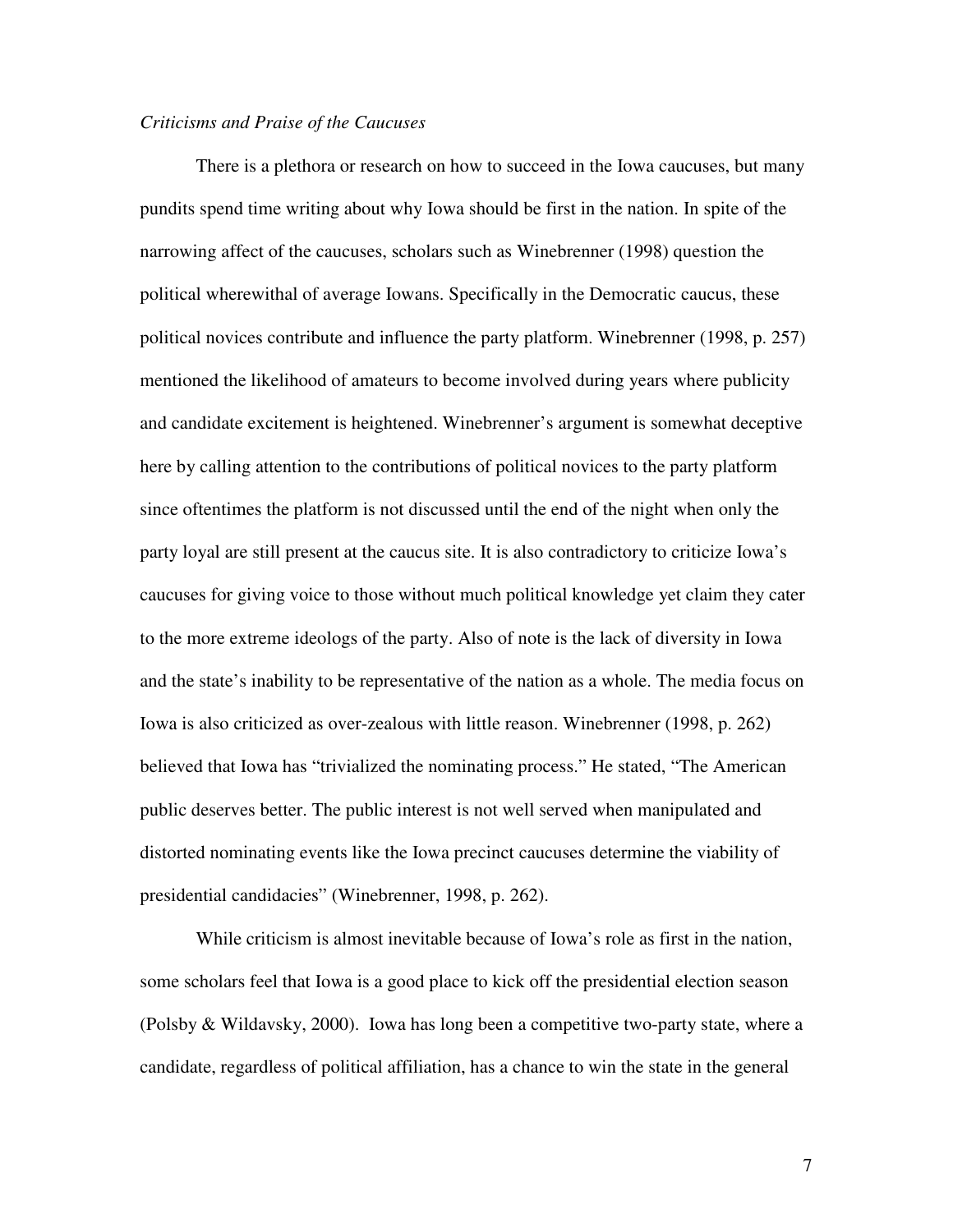*Criticisms and Praise of the Caucuses*

There is a plethora or research on how to succeed in the Iowa caucuses, but many pundits spend time writing about why Iowa should be first in the nation. In spite of the narrowing affect of the caucuses, scholars such as Winebrenner (1998) question the political wherewithal of average Iowans. Specifically in the Democratic caucus, these political novices contribute and influence the party platform. Winebrenner (1998, p. 257) mentioned the likelihood of amateurs to become involved during years where publicity and candidate excitement is heightened. Winebrenner's argument is somewhat deceptive here by calling attention to the contributions of political novices to the party platform since oftentimes the platform is not discussed until the end of the night when only the party loyal are still present at the caucus site. It is also contradictory to criticize Iowa's caucuses for giving voice to those without much political knowledge yet claim they cater to the more extreme ideologs of the party. Also of note is the lack of diversity in Iowa and the state's inability to be representative of the nation as a whole. The media focus on Iowa is also criticized as over-zealous with little reason. Winebrenner (1998, p. 262) believed that Iowa has "trivialized the nominating process." He stated, "The American public deserves better. The public interest is not well served when manipulated and distorted nominating events like the Iowa precinct caucuses determine the viability of presidential candidacies" (Winebrenner, 1998, p. 262).

While criticism is almost inevitable because of Iowa's role as first in the nation, some scholars feel that Iowa is a good place to kick off the presidential election season (Polsby & Wildavsky, 2000). Iowa has long been a competitive two-party state, where a candidate, regardless of political affiliation, has a chance to win the state in the general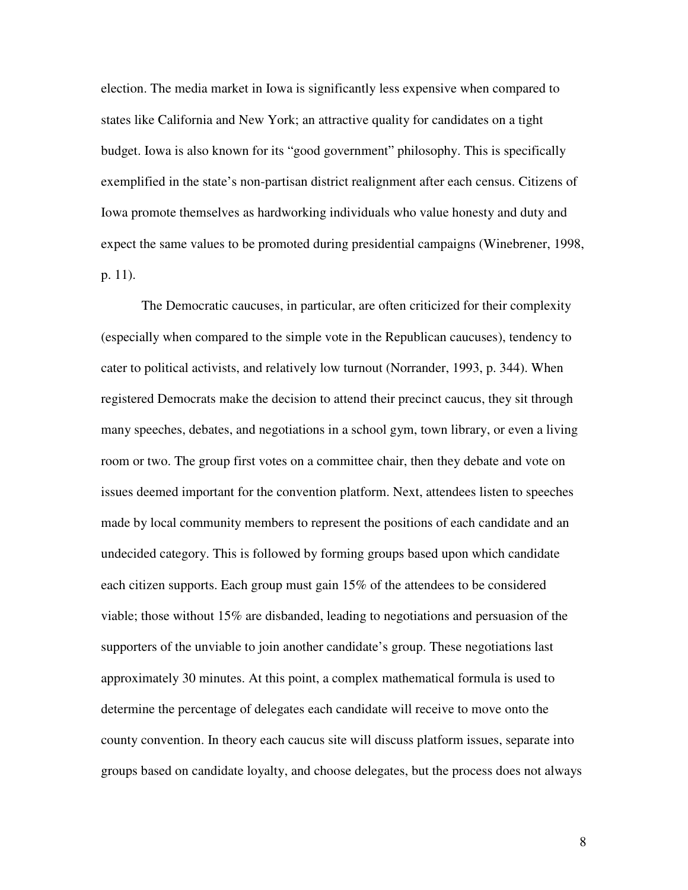election. The media market in Iowa is significantly less expensive when compared to states like California and New York; an attractive quality for candidates on a tight budget. Iowa is also known for its “good government” philosophy. This is specifically exemplified in the state’s non-partisan district realignment after each census. Citizens of Iowa promote themselves as hardworking individuals who value honesty and duty and expect the same values to be promoted during presidential campaigns (Winebrener, 1998, p. 11).

The Democratic caucuses, in particular, are often criticized for their complexity (especially when compared to the simple vote in the Republican caucuses), tendency to cater to political activists, and relatively low turnout (Norrander, 1993, p. 344). When registered Democrats make the decision to attend their precinct caucus, they sit through many speeches, debates, and negotiations in a school gym, town library, or even a living room or two. The group first votes on a committee chair, then they debate and vote on issues deemed important for the convention platform. Next, attendees listen to speeches made by local community members to represent the positions of each candidate and an undecided category. This is followed by forming groups based upon which candidate each citizen supports. Each group must gain 15% of the attendees to be considered viable; those without 15% are disbanded, leading to negotiations and persuasion of the supporters of the unviable to join another candidate’s group. These negotiations last approximately 30 minutes. At this point, a complex mathematical formula is used to determine the percentage of delegates each candidate will receive to move onto the county convention. In theory each caucus site will discuss platform issues, separate into groups based on candidate loyalty, and choose delegates, but the process does not always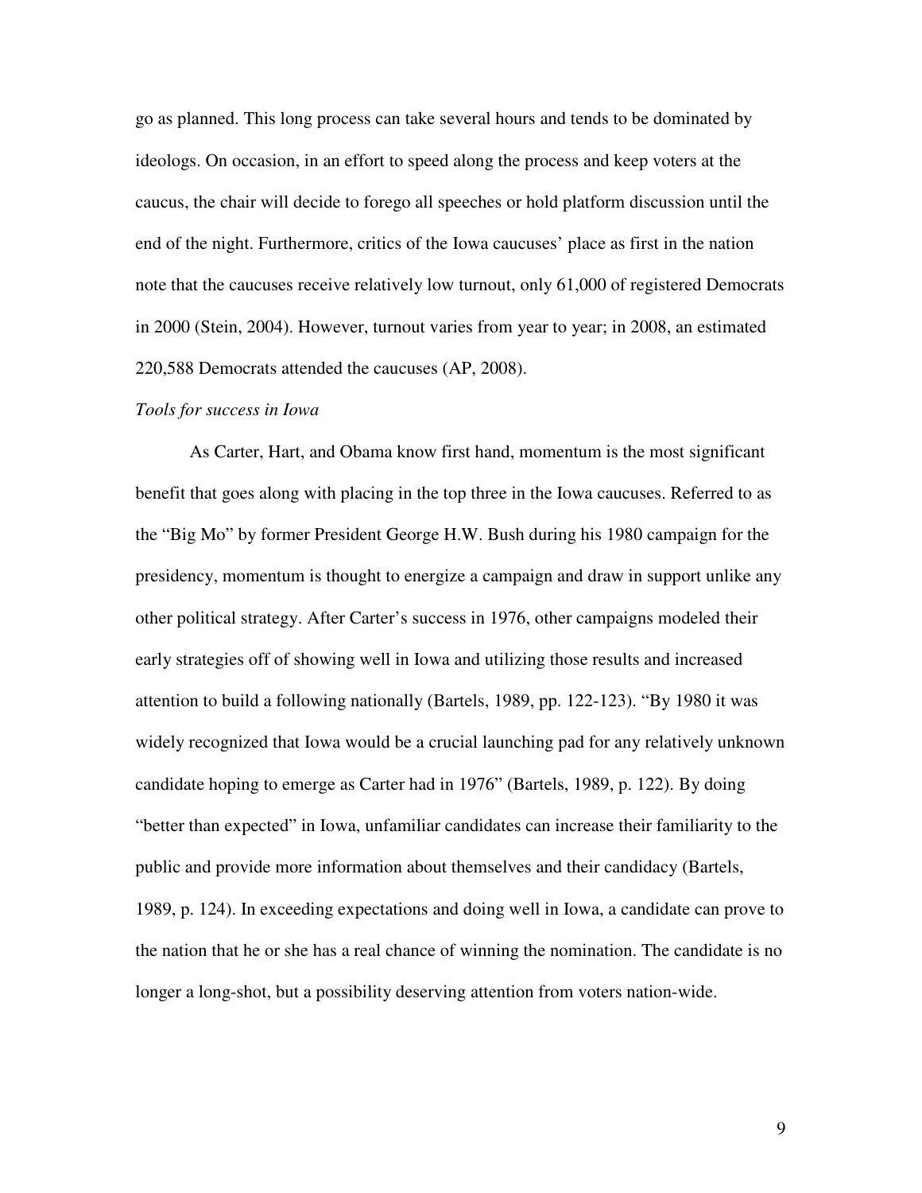go as planned. This long process can take several hours and tends to be dominated by ideologs. On occasion, in an effort to speed along the process and keep voters at the caucus, the chair will decide to forego all speeches or hold platform discussion until the end of the night. Furthermore, critics of the Iowa caucuses' place as first in the nation note that the caucuses receive relatively low turnout, only 61,000 of registered Democrats in 2000 (Stein, 2004). However, turnout varies from year to year; in 2008, an estimated 220,588 Democrats attended the caucuses (AP, 2008).

*Tools for success in Iowa*

As Carter, Hart, and Obama know first hand, momentum is the most significant benefit that goes along with placing in the top three in the Iowa caucuses. Referred to as the "Big Mo" by former President George H.W. Bush during his 1980 campaign for the presidency, momentum is thought to energize a campaign and draw in support unlike any other political strategy. After Carter's success in 1976, other campaigns modeled their early strategies off of showing well in Iowa and utilizing those results and increased attention to build a following nationally (Bartels, 1989, pp. 122-123). "By 1980 it was widely recognized that Iowa would be a crucial launching pad for any relatively unknown candidate hoping to emerge as Carter had in 1976" (Bartels, 1989, p. 122). By doing "better than expected" in Iowa, unfamiliar candidates can increase their familiarity to the public and provide more information about themselves and their candidacy (Bartels, 1989, p. 124). In exceeding expectations and doing well in Iowa, a candidate can prove to the nation that he or she has a real chance of winning the nomination. The candidate is no longer a long-shot, but a possibility deserving attention from voters nation-wide.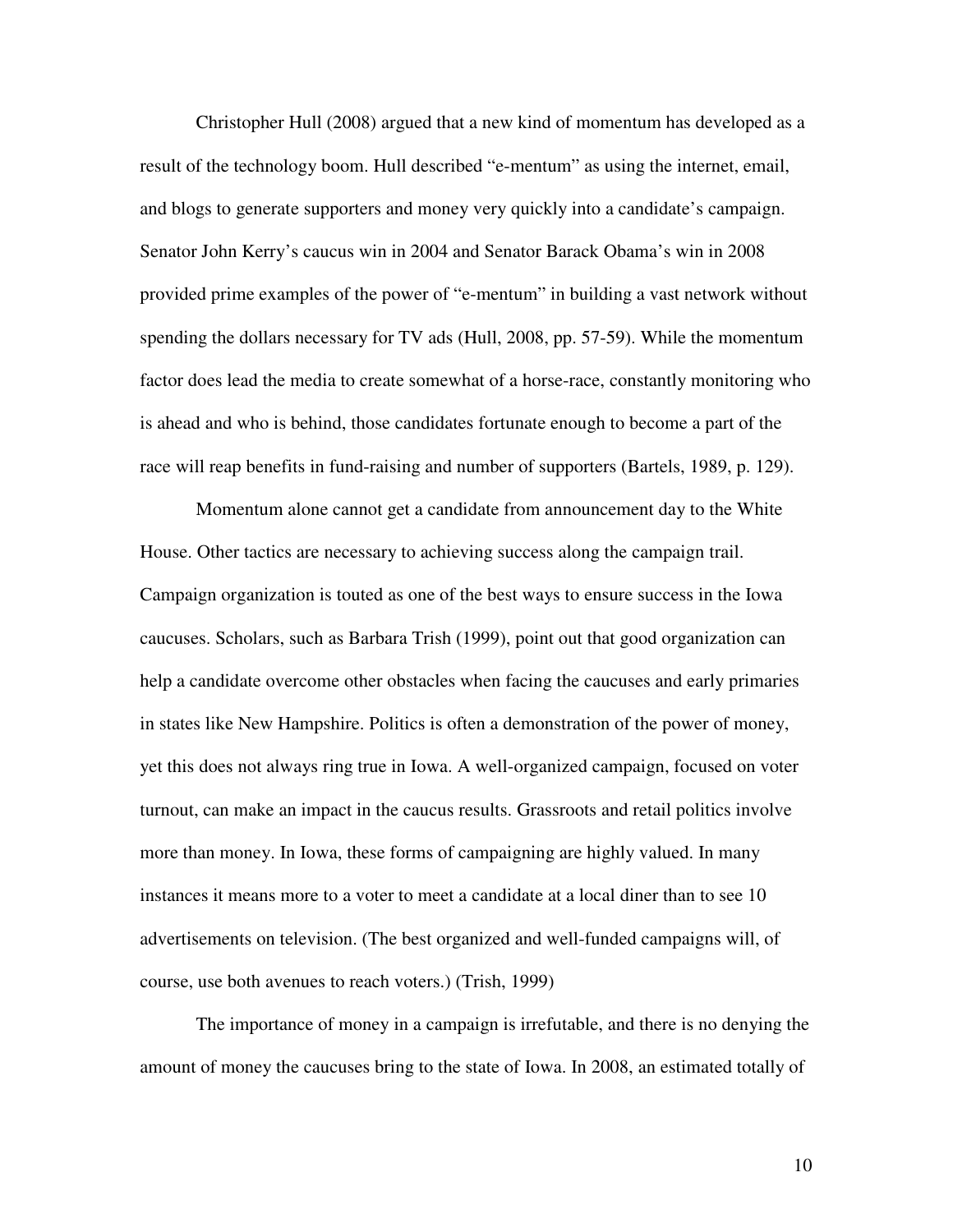Christopher Hull (2008) argued that a new kind of momentum has developed as a result of the technology boom. Hull described "e-mentum" as using the internet, email, and blogs to generate supporters and money very quickly into a candidate's campaign. Senator John Kerry's caucus win in 2004 and Senator Barack Obama's win in 2008 provided prime examples of the power of "e-mentum" in building a vast network without spending the dollars necessary for TV ads (Hull, 2008, pp. 57-59). While the momentum factor does lead the media to create somewhat of a horse-race, constantly monitoring who is ahead and who is behind, those candidates fortunate enough to become a part of the race will reap benefits in fund-raising and number of supporters (Bartels, 1989, p. 129).

Momentum alone cannot get a candidate from announcement day to the White House. Other tactics are necessary to achieving success along the campaign trail. Campaign organization is touted as one of the best ways to ensure success in the Iowa caucuses. Scholars, such as Barbara Trish (1999), point out that good organization can help a candidate overcome other obstacles when facing the caucuses and early primaries in states like New Hampshire. Politics is often a demonstration of the power of money, yet this does not always ring true in Iowa. A well-organized campaign, focused on voter turnout, can make an impact in the caucus results. Grassroots and retail politics involve more than money. In Iowa, these forms of campaigning are highly valued. In many instances it means more to a voter to meet a candidate at a local diner than to see 10 advertisements on television. (The best organized and well-funded campaigns will, of course, use both avenues to reach voters.) (Trish, 1999)

The importance of money in a campaign is irrefutable, and there is no denying the amount of money the caucuses bring to the state of Iowa. In 2008, an estimated totally of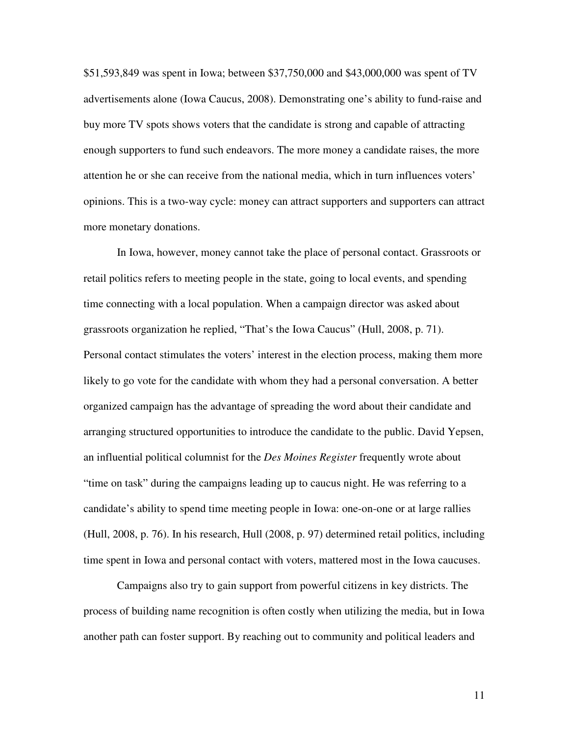$51,593,849 was spent in Iowa; between $37,750,000 and $43,000,000 was spent of TV advertisements alone (Iowa Caucus, 2008). Demonstrating one's ability to fund-raise and buy more TV spots shows voters that the candidate is strong and capable of attracting enough supporters to fund such endeavors. The more money a candidate raises, the more attention he or she can receive from the national media, which in turn influences voters' opinions. This is a two-way cycle: money can attract supporters and supporters can attract more monetary donations.

In Iowa, however, money cannot take the place of personal contact. Grassroots or retail politics refers to meeting people in the state, going to local events, and spending time connecting with a local population. When a campaign director was asked about grassroots organization he replied, "That's the Iowa Caucus" (Hull, 2008, p. 71). Personal contact stimulates the voters' interest in the election process, making them more likely to go vote for the candidate with whom they had a personal conversation. A better organized campaign has the advantage of spreading the word about their candidate and arranging structured opportunities to introduce the candidate to the public. David Yepsen, an influential political columnist for the *Des Moines Register* frequently wrote about "time on task" during the campaigns leading up to caucus night. He was referring to a candidate's ability to spend time meeting people in Iowa: one-on-one or at large rallies (Hull, 2008, p. 76). In his research, Hull (2008, p. 97) determined retail politics, including time spent in Iowa and personal contact with voters, mattered most in the Iowa caucuses.

Campaigns also try to gain support from powerful citizens in key districts. The process of building name recognition is often costly when utilizing the media, but in Iowa another path can foster support. By reaching out to community and political leaders and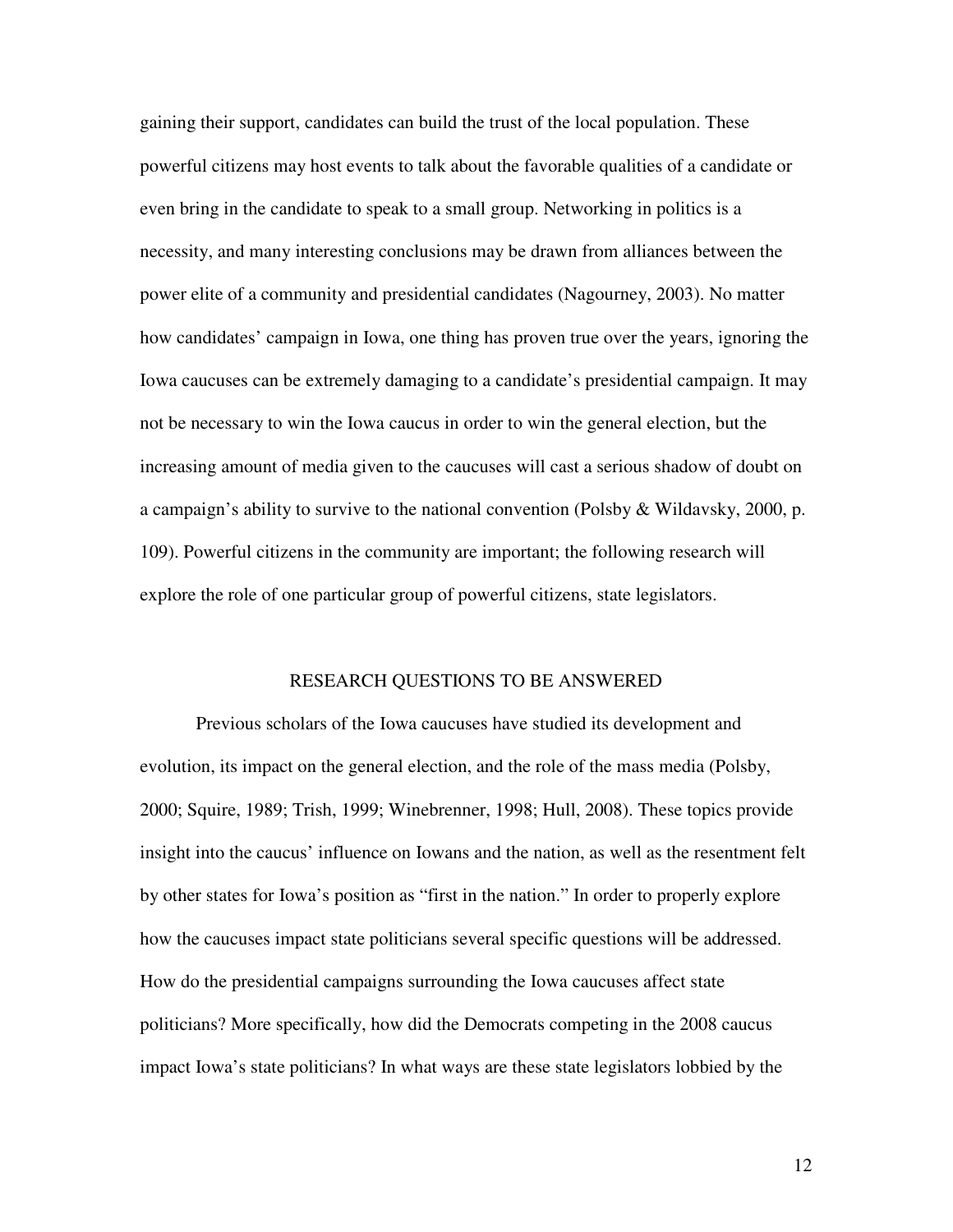gaining their support, candidates can build the trust of the local population. These powerful citizens may host events to talk about the favorable qualities of a candidate or even bring in the candidate to speak to a small group. Networking in politics is a necessity, and many interesting conclusions may be drawn from alliances between the power elite of a community and presidential candidates (Nagourney, 2003). No matter how candidates' campaign in Iowa, one thing has proven true over the years, ignoring the Iowa caucuses can be extremely damaging to a candidate's presidential campaign. It may not be necessary to win the Iowa caucus in order to win the general election, but the increasing amount of media given to the caucuses will cast a serious shadow of doubt on a campaign's ability to survive to the national convention (Polsby & Wildavsky, 2000, p. 109). Powerful citizens in the community are important; the following research will explore the role of one particular group of powerful citizens, state legislators.

## RESEARCH QUESTIONS TO BE ANSWERED

Previous scholars of the Iowa caucuses have studied its development and evolution, its impact on the general election, and the role of the mass media (Polsby, 2000; Squire, 1989; Trish, 1999; Winebrenner, 1998; Hull, 2008). These topics provide insight into the caucus' influence on Iowans and the nation, as well as the resentment felt by other states for Iowa's position as "first in the nation." In order to properly explore how the caucuses impact state politicians several specific questions will be addressed. How do the presidential campaigns surrounding the Iowa caucuses affect state politicians? More specifically, how did the Democrats competing in the 2008 caucus impact Iowa's state politicians? In what ways are these state legislators lobbied by the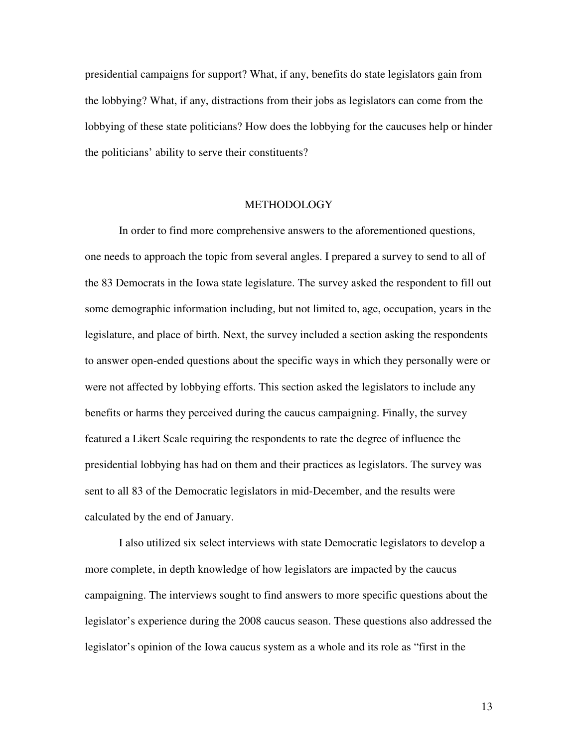presidential campaigns for support? What, if any, benefits do state legislators gain from the lobbying? What, if any, distractions from their jobs as legislators can come from the lobbying of these state politicians? How does the lobbying for the caucuses help or hinder the politicians' ability to serve their constituents?

## METHODOLOGY

In order to find more comprehensive answers to the aforementioned questions, one needs to approach the topic from several angles. I prepared a survey to send to all of the 83 Democrats in the Iowa state legislature. The survey asked the respondent to fill out some demographic information including, but not limited to, age, occupation, years in the legislature, and place of birth. Next, the survey included a section asking the respondents to answer open-ended questions about the specific ways in which they personally were or were not affected by lobbying efforts. This section asked the legislators to include any benefits or harms they perceived during the caucus campaigning. Finally, the survey featured a Likert Scale requiring the respondents to rate the degree of influence the presidential lobbying has had on them and their practices as legislators. The survey was sent to all 83 of the Democratic legislators in mid-December, and the results were calculated by the end of January.

I also utilized six select interviews with state Democratic legislators to develop a more complete, in depth knowledge of how legislators are impacted by the caucus campaigning. The interviews sought to find answers to more specific questions about the legislator's experience during the 2008 caucus season. These questions also addressed the legislator's opinion of the Iowa caucus system as a whole and its role as "first in the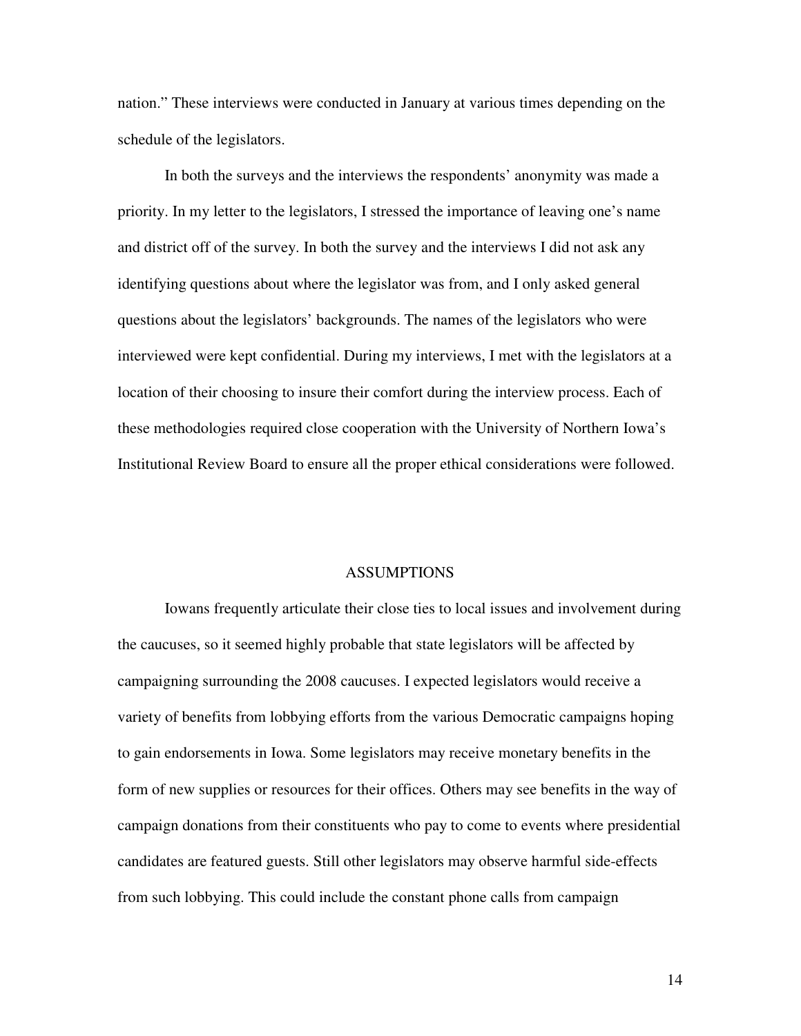nation." These interviews were conducted in January at various times depending on the schedule of the legislators.

In both the surveys and the interviews the respondents' anonymity was made a priority. In my letter to the legislators, I stressed the importance of leaving one's name and district off of the survey. In both the survey and the interviews I did not ask any identifying questions about where the legislator was from, and I only asked general questions about the legislators' backgrounds. The names of the legislators who were interviewed were kept confidential. During my interviews, I met with the legislators at a location of their choosing to insure their comfort during the interview process. Each of these methodologies required close cooperation with the University of Northern Iowa's Institutional Review Board to ensure all the proper ethical considerations were followed.

## ASSUMPTIONS

Iowans frequently articulate their close ties to local issues and involvement during the caucuses, so it seemed highly probable that state legislators will be affected by campaigning surrounding the 2008 caucuses. I expected legislators would receive a variety of benefits from lobbying efforts from the various Democratic campaigns hoping to gain endorsements in Iowa. Some legislators may receive monetary benefits in the form of new supplies or resources for their offices. Others may see benefits in the way of campaign donations from their constituents who pay to come to events where presidential candidates are featured guests. Still other legislators may observe harmful side-effects from such lobbying. This could include the constant phone calls from campaign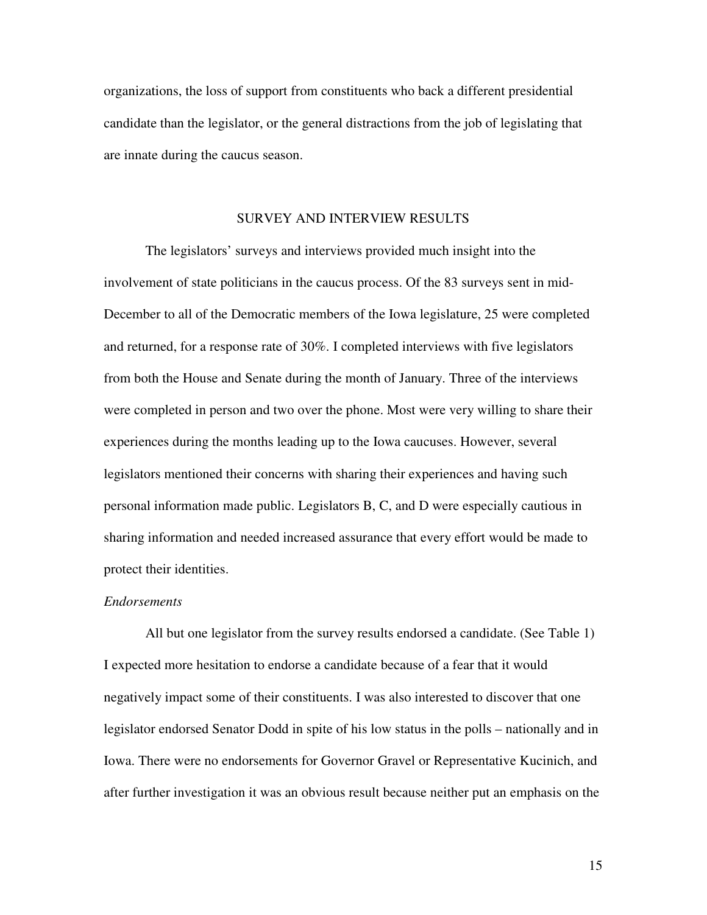organizations, the loss of support from constituents who back a different presidential candidate than the legislator, or the general distractions from the job of legislating that are innate during the caucus season.

## SURVEY AND INTERVIEW RESULTS

The legislators' surveys and interviews provided much insight into the involvement of state politicians in the caucus process. Of the 83 surveys sent in mid-December to all of the Democratic members of the Iowa legislature, 25 were completed and returned, for a response rate of 30%. I completed interviews with five legislators from both the House and Senate during the month of January. Three of the interviews were completed in person and two over the phone. Most were very willing to share their experiences during the months leading up to the Iowa caucuses. However, several legislators mentioned their concerns with sharing their experiences and having such personal information made public. Legislators B, C, and D were especially cautious in sharing information and needed increased assurance that every effort would be made to protect their identities.

### *Endorsements*

All but one legislator from the survey results endorsed a candidate. (See Table 1) I expected more hesitation to endorse a candidate because of a fear that it would negatively impact some of their constituents. I was also interested to discover that one legislator endorsed Senator Dodd in spite of his low status in the polls – nationally and in Iowa. There were no endorsements for Governor Gravel or Representative Kucinich, and after further investigation it was an obvious result because neither put an emphasis on the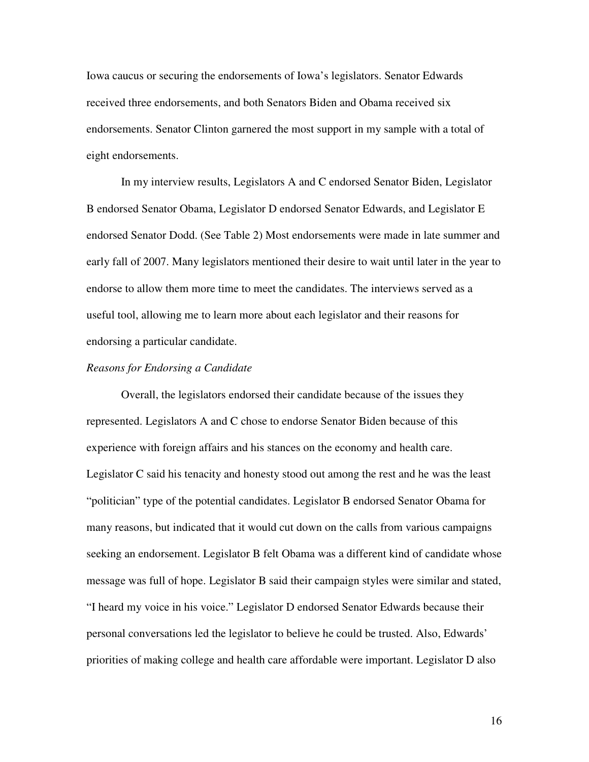Iowa caucus or securing the endorsements of Iowa's legislators. Senator Edwards received three endorsements, and both Senators Biden and Obama received six endorsements. Senator Clinton garnered the most support in my sample with a total of eight endorsements.

In my interview results, Legislators A and C endorsed Senator Biden, Legislator B endorsed Senator Obama, Legislator D endorsed Senator Edwards, and Legislator E endorsed Senator Dodd. (See Table 2) Most endorsements were made in late summer and early fall of 2007. Many legislators mentioned their desire to wait until later in the year to endorse to allow them more time to meet the candidates. The interviews served as a useful tool, allowing me to learn more about each legislator and their reasons for endorsing a particular candidate.

*Reasons for Endorsing a Candidate*

Overall, the legislators endorsed their candidate because of the issues they represented. Legislators A and C chose to endorse Senator Biden because of this experience with foreign affairs and his stances on the economy and health care. Legislator C said his tenacity and honesty stood out among the rest and he was the least "politician" type of the potential candidates. Legislator B endorsed Senator Obama for many reasons, but indicated that it would cut down on the calls from various campaigns seeking an endorsement. Legislator B felt Obama was a different kind of candidate whose message was full of hope. Legislator B said their campaign styles were similar and stated, "I heard my voice in his voice." Legislator D endorsed Senator Edwards because their personal conversations led the legislator to believe he could be trusted. Also, Edwards' priorities of making college and health care affordable were important. Legislator D also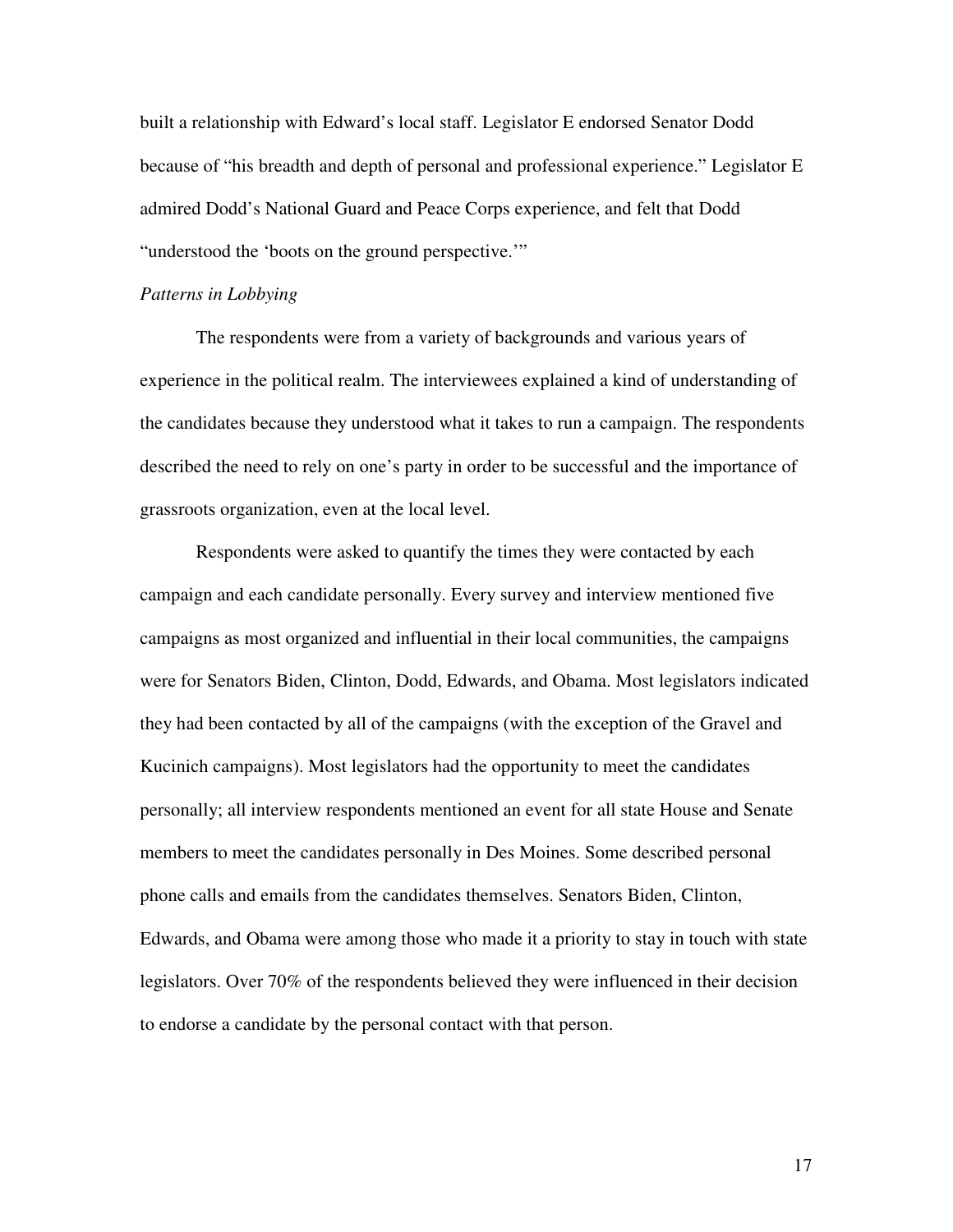built a relationship with Edward's local staff. Legislator E endorsed Senator Dodd because of "his breadth and depth of personal and professional experience." Legislator E admired Dodd's National Guard and Peace Corps experience, and felt that Dodd "understood the 'boots on the ground perspective.'"

*Patterns in Lobbying*

The respondents were from a variety of backgrounds and various years of experience in the political realm. The interviewees explained a kind of understanding of the candidates because they understood what it takes to run a campaign. The respondents described the need to rely on one's party in order to be successful and the importance of grassroots organization, even at the local level.

Respondents were asked to quantify the times they were contacted by each campaign and each candidate personally. Every survey and interview mentioned five campaigns as most organized and influential in their local communities, the campaigns were for Senators Biden, Clinton, Dodd, Edwards, and Obama. Most legislators indicated they had been contacted by all of the campaigns (with the exception of the Gravel and Kucinich campaigns). Most legislators had the opportunity to meet the candidates personally; all interview respondents mentioned an event for all state House and Senate members to meet the candidates personally in Des Moines. Some described personal phone calls and emails from the candidates themselves. Senators Biden, Clinton, Edwards, and Obama were among those who made it a priority to stay in touch with state legislators. Over 70% of the respondents believed they were influenced in their decision to endorse a candidate by the personal contact with that person.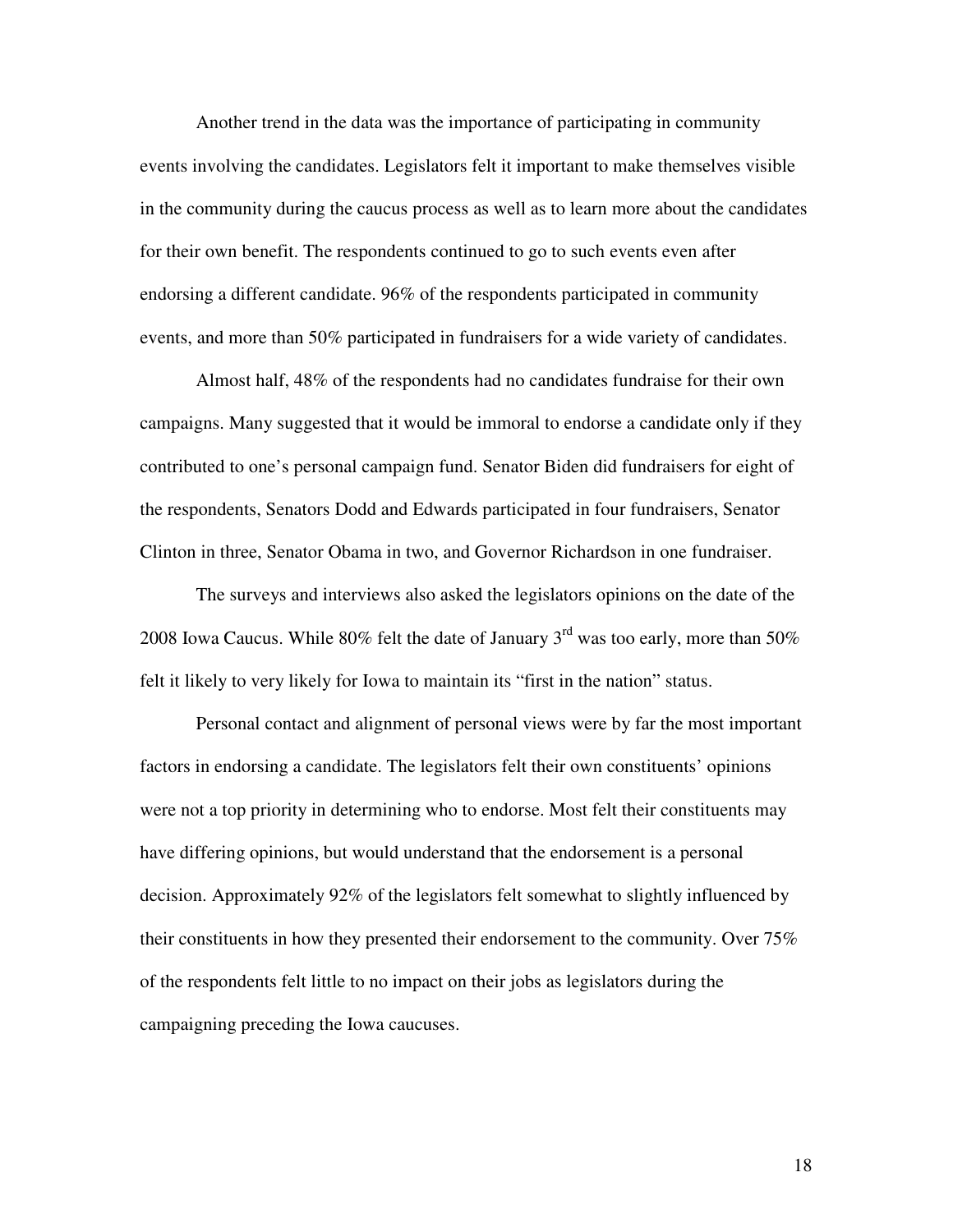Another trend in the data was the importance of participating in community events involving the candidates. Legislators felt it important to make themselves visible in the community during the caucus process as well as to learn more about the candidates for their own benefit. The respondents continued to go to such events even after endorsing a different candidate. 96% of the respondents participated in community events, and more than 50% participated in fundraisers for a wide variety of candidates.

Almost half, 48% of the respondents had no candidates fundraise for their own campaigns. Many suggested that it would be immoral to endorse a candidate only if they contributed to one's personal campaign fund. Senator Biden did fundraisers for eight of the respondents, Senators Dodd and Edwards participated in four fundraisers, Senator Clinton in three, Senator Obama in two, and Governor Richardson in one fundraiser.

The surveys and interviews also asked the legislators opinions on the date of the 2008 Iowa Caucus. While 80% felt the date of January 3rd was too early, more than 50% felt it likely to very likely for Iowa to maintain its "first in the nation" status.

Personal contact and alignment of personal views were by far the most important factors in endorsing a candidate. The legislators felt their own constituents' opinions were not a top priority in determining who to endorse. Most felt their constituents may have differing opinions, but would understand that the endorsement is a personal decision. Approximately 92% of the legislators felt somewhat to slightly influenced by their constituents in how they presented their endorsement to the community. Over 75% of the respondents felt little to no impact on their jobs as legislators during the campaigning preceding the Iowa caucuses.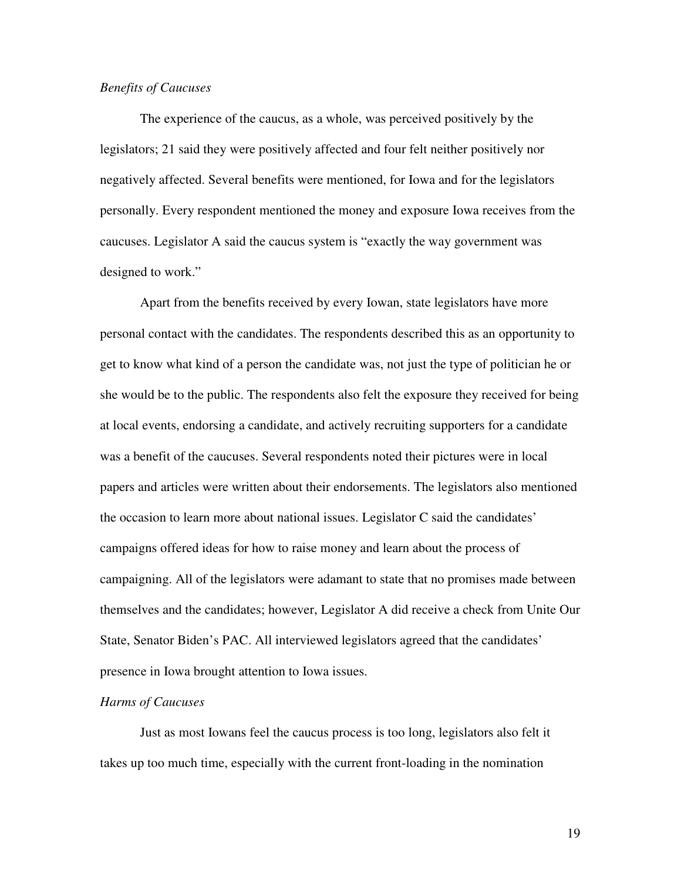*Benefits of Caucuses*

The experience of the caucus, as a whole, was perceived positively by the legislators; 21 said they were positively affected and four felt neither positively nor negatively affected. Several benefits were mentioned, for Iowa and for the legislators personally. Every respondent mentioned the money and exposure Iowa receives from the caucuses. Legislator A said the caucus system is "exactly the way government was designed to work."

Apart from the benefits received by every Iowan, state legislators have more personal contact with the candidates. The respondents described this as an opportunity to get to know what kind of a person the candidate was, not just the type of politician he or she would be to the public. The respondents also felt the exposure they received for being at local events, endorsing a candidate, and actively recruiting supporters for a candidate was a benefit of the caucuses. Several respondents noted their pictures were in local papers and articles were written about their endorsements. The legislators also mentioned the occasion to learn more about national issues. Legislator C said the candidates' campaigns offered ideas for how to raise money and learn about the process of campaigning. All of the legislators were adamant to state that no promises made between themselves and the candidates; however, Legislator A did receive a check from Unite Our State, Senator Biden's PAC. All interviewed legislators agreed that the candidates' presence in Iowa brought attention to Iowa issues.

*Harms of Caucuses*

Just as most Iowans feel the caucus process is too long, legislators also felt it takes up too much time, especially with the current front-loading in the nomination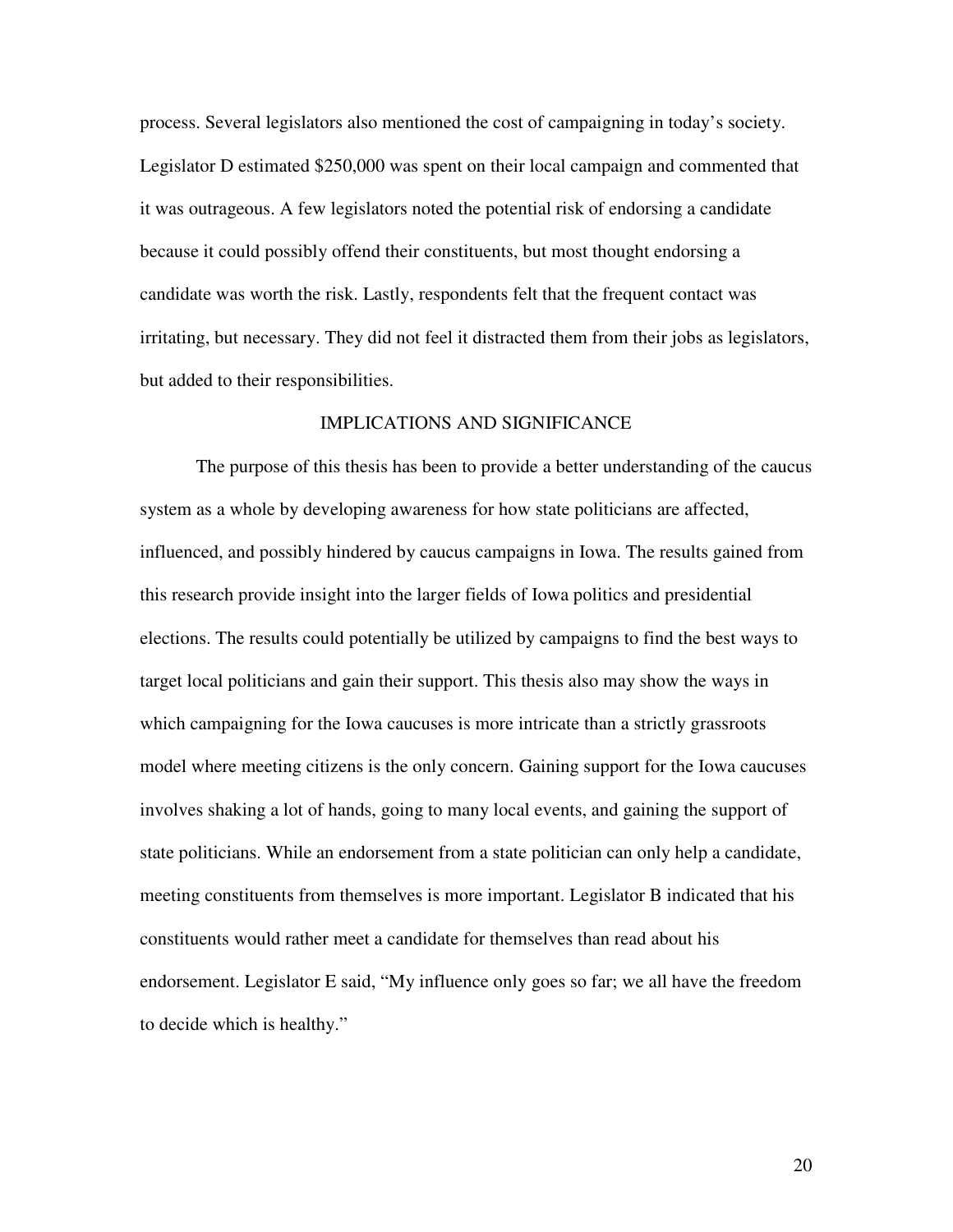process. Several legislators also mentioned the cost of campaigning in today's society. Legislator D estimated $250,000 was spent on their local campaign and commented that it was outrageous. A few legislators noted the potential risk of endorsing a candidate because it could possibly offend their constituents, but most thought endorsing a candidate was worth the risk. Lastly, respondents felt that the frequent contact was irritating, but necessary. They did not feel it distracted them from their jobs as legislators, but added to their responsibilities.

## IMPLICATIONS AND SIGNIFICANCE

The purpose of this thesis has been to provide a better understanding of the caucus system as a whole by developing awareness for how state politicians are affected, influenced, and possibly hindered by caucus campaigns in Iowa. The results gained from this research provide insight into the larger fields of Iowa politics and presidential elections. The results could potentially be utilized by campaigns to find the best ways to target local politicians and gain their support. This thesis also may show the ways in which campaigning for the Iowa caucuses is more intricate than a strictly grassroots model where meeting citizens is the only concern. Gaining support for the Iowa caucuses involves shaking a lot of hands, going to many local events, and gaining the support of state politicians. While an endorsement from a state politician can only help a candidate, meeting constituents from themselves is more important. Legislator B indicated that his constituents would rather meet a candidate for themselves than read about his endorsement. Legislator E said, "My influence only goes so far; we all have the freedom to decide which is healthy."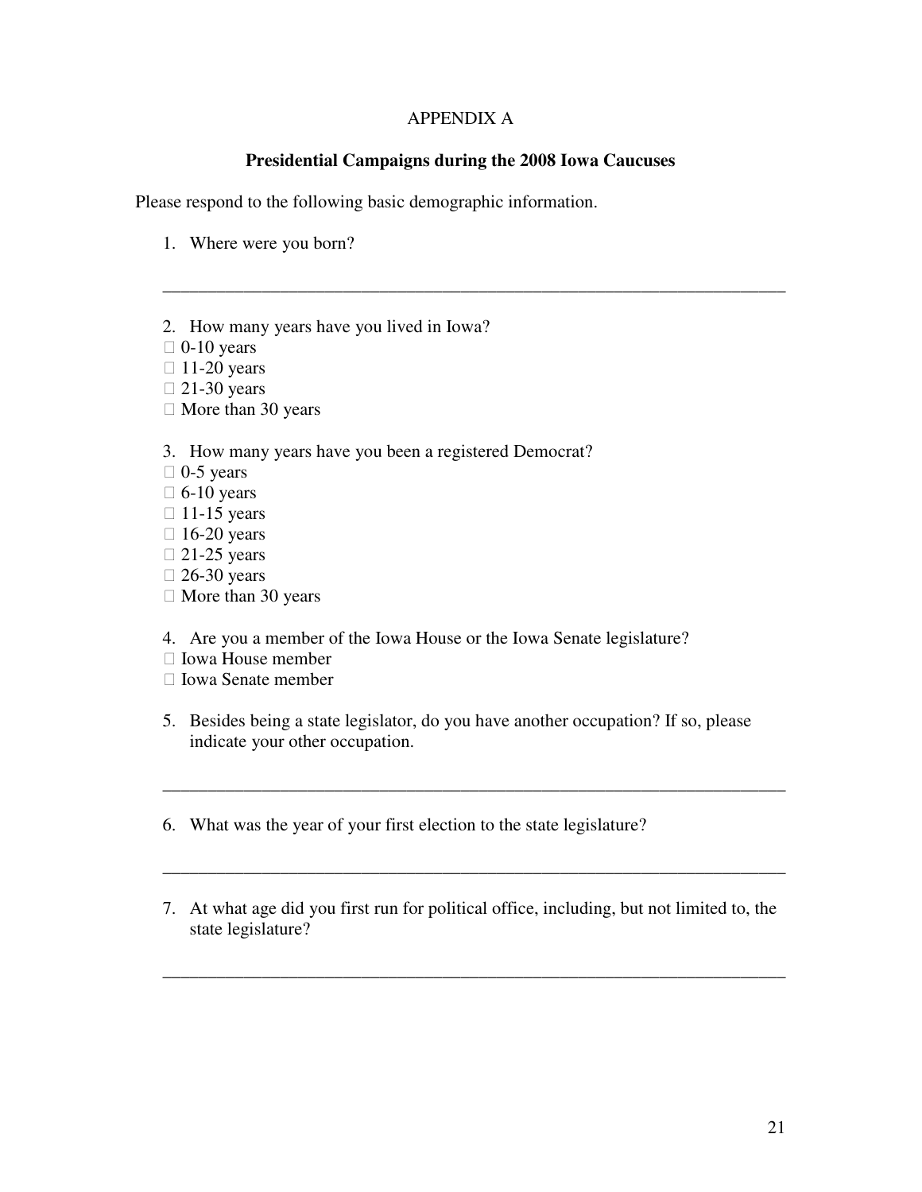APPENDIX A

**Presidential Campaigns during the 2008 Iowa Caucuses**

Please respond to the following basic demographic information.

1. Where were you born?

\_\_\_\_\_\_\_\_\_\_\_\_\_\_\_\_\_\_\_\_\_\_\_\_\_\_\_\_\_\_\_\_\_\_\_\_\_\_\_\_\_\_\_\_\_\_\_\_\_\_\_\_\_\_\_\_\_\_\_\_\_\_\_\_\_\_

2. How many years have you lived in Iowa?

- ☐ 0-10 years
- ☐ 11-20 years
- ☐ 21-30 years
- ☐ More than 30 years

3. How many years have you been a registered Democrat?

- ☐ 0-5 years
- ☐ 6-10 years
- ☐ 11-15 years
- ☐ 16-20 years
- ☐ 21-25 years
- ☐ 26-30 years
- ☐ More than 30 years

4. Are you a member of the Iowa House or the Iowa Senate legislature?

- ☐ Iowa House member
- ☐ Iowa Senate member

5. Besides being a state legislator, do you have another occupation? If so, please indicate your other occupation.

\_\_\_\_\_\_\_\_\_\_\_\_\_\_\_\_\_\_\_\_\_\_\_\_\_\_\_\_\_\_\_\_\_\_\_\_\_\_\_\_\_\_\_\_\_\_\_\_\_\_\_\_\_\_\_\_\_\_\_\_\_\_\_\_\_\_

6. What was the year of your first election to the state legislature?

\_\_\_\_\_\_\_\_\_\_\_\_\_\_\_\_\_\_\_\_\_\_\_\_\_\_\_\_\_\_\_\_\_\_\_\_\_\_\_\_\_\_\_\_\_\_\_\_\_\_\_\_\_\_\_\_\_\_\_\_\_\_\_\_\_\_

7. At what age did you first run for political office, including, but not limited to, the state legislature?

\_\_\_\_\_\_\_\_\_\_\_\_\_\_\_\_\_\_\_\_\_\_\_\_\_\_\_\_\_\_\_\_\_\_\_\_\_\_\_\_\_\_\_\_\_\_\_\_\_\_\_\_\_\_\_\_\_\_\_\_\_\_\_\_\_\_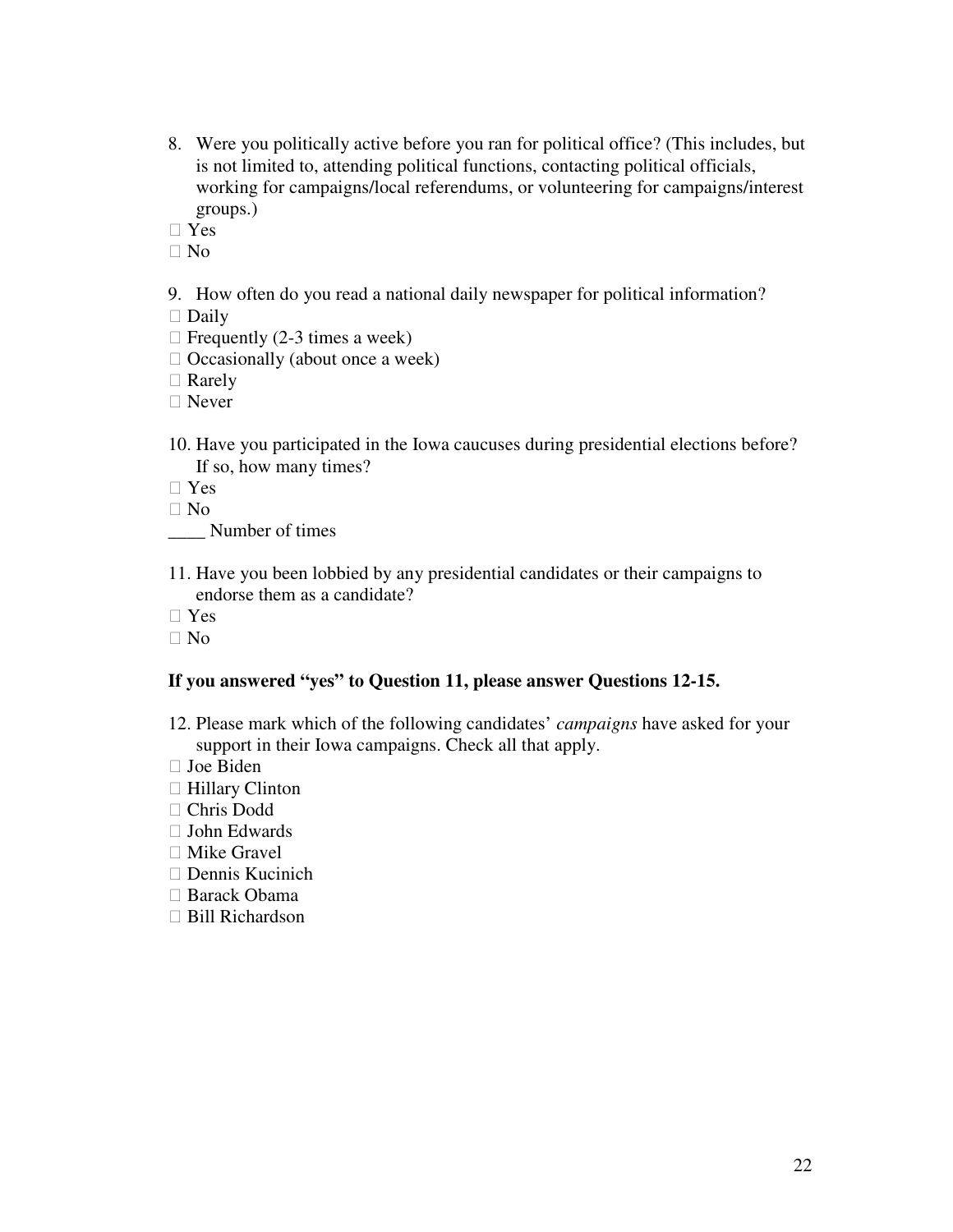8. Were you politically active before you ran for political office? (This includes, but is not limited to, attending political functions, contacting political officials, working for campaigns/local referendums, or volunteering for campaigns/interest groups.)

☐ Yes
☐ No

9. How often do you read a national daily newspaper for political information?

☐ Daily
☐ Frequently (2-3 times a week)
☐ Occasionally (about once a week)
☐ Rarely
☐ Never

10. Have you participated in the Iowa caucuses during presidential elections before? If so, how many times?

☐ Yes
☐ No
____ Number of times

11. Have you been lobbied by any presidential candidates or their campaigns to endorse them as a candidate?

☐ Yes
☐ No

**If you answered "yes" to Question 11, please answer Questions 12-15.**

12. Please mark which of the following candidates' *campaigns* have asked for your support in their Iowa campaigns. Check all that apply.

☐ Joe Biden
☐ Hillary Clinton
☐ Chris Dodd
☐ John Edwards
☐ Mike Gravel
☐ Dennis Kucinich
☐ Barack Obama
☐ Bill Richardson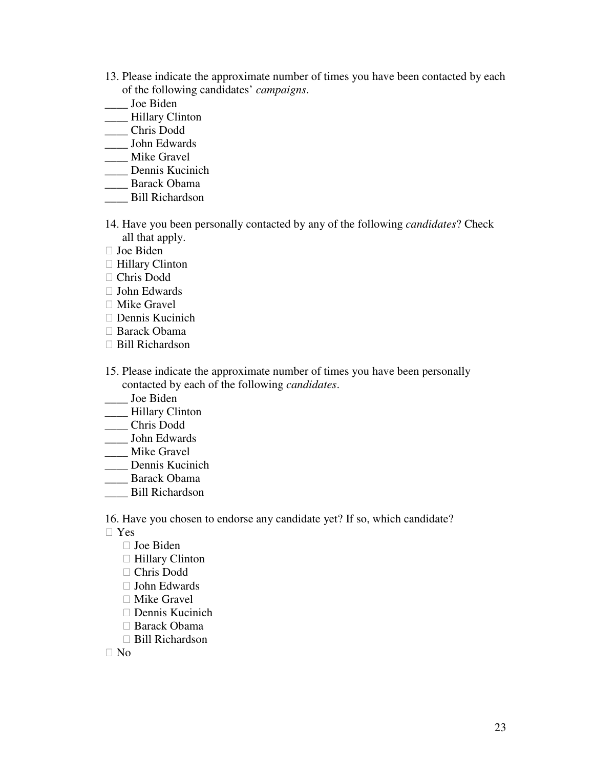13. Please indicate the approximate number of times you have been contacted by each of the following candidates' *campaigns*.

____ Joe Biden
____ Hillary Clinton
____ Chris Dodd
____ John Edwards
____ Mike Gravel
____ Dennis Kucinich
____ Barack Obama
____ Bill Richardson

14. Have you been personally contacted by any of the following *candidates*? Check all that apply.

□ Joe Biden
□ Hillary Clinton
□ Chris Dodd
□ John Edwards
□ Mike Gravel
□ Dennis Kucinich
□ Barack Obama
□ Bill Richardson

15. Please indicate the approximate number of times you have been personally contacted by each of the following *candidates*.

____ Joe Biden
____ Hillary Clinton
____ Chris Dodd
____ John Edwards
____ Mike Gravel
____ Dennis Kucinich
____ Barack Obama
____ Bill Richardson

16. Have you chosen to endorse any candidate yet? If so, which candidate?

□ Yes
  □ Joe Biden
  □ Hillary Clinton
  □ Chris Dodd
  □ John Edwards
  □ Mike Gravel
  □ Dennis Kucinich
  □ Barack Obama
  □ Bill Richardson
□ No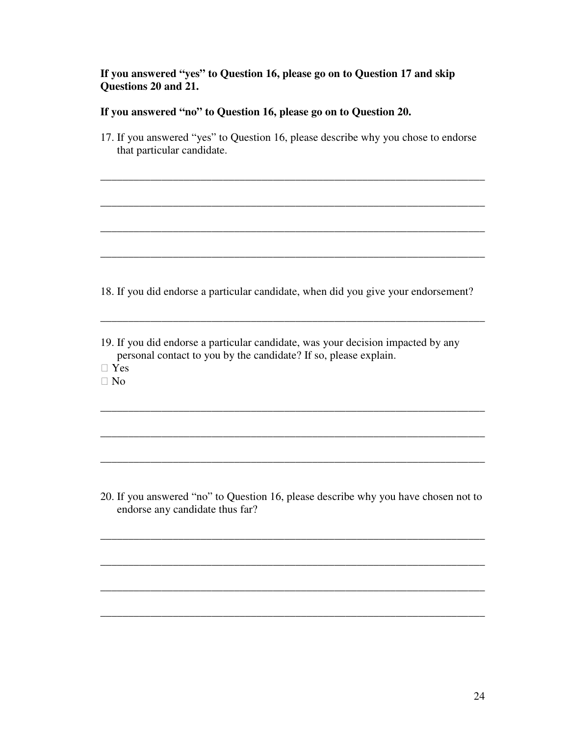**If you answered "yes" to Question 16, please go on to Question 17 and skip Questions 20 and 21.**

**If you answered "no" to Question 16, please go on to Question 20.**

17. If you answered "yes" to Question 16, please describe why you chose to endorse that particular candidate.

______________________________________________________________________

______________________________________________________________________

______________________________________________________________________

______________________________________________________________________

18. If you did endorse a particular candidate, when did you give your endorsement?

______________________________________________________________________

19. If you did endorse a particular candidate, was your decision impacted by any personal contact to you by the candidate? If so, please explain.

☐ Yes
☐ No

______________________________________________________________________

______________________________________________________________________

______________________________________________________________________

20. If you answered "no" to Question 16, please describe why you have chosen not to endorse any candidate thus far?

______________________________________________________________________

______________________________________________________________________

______________________________________________________________________

______________________________________________________________________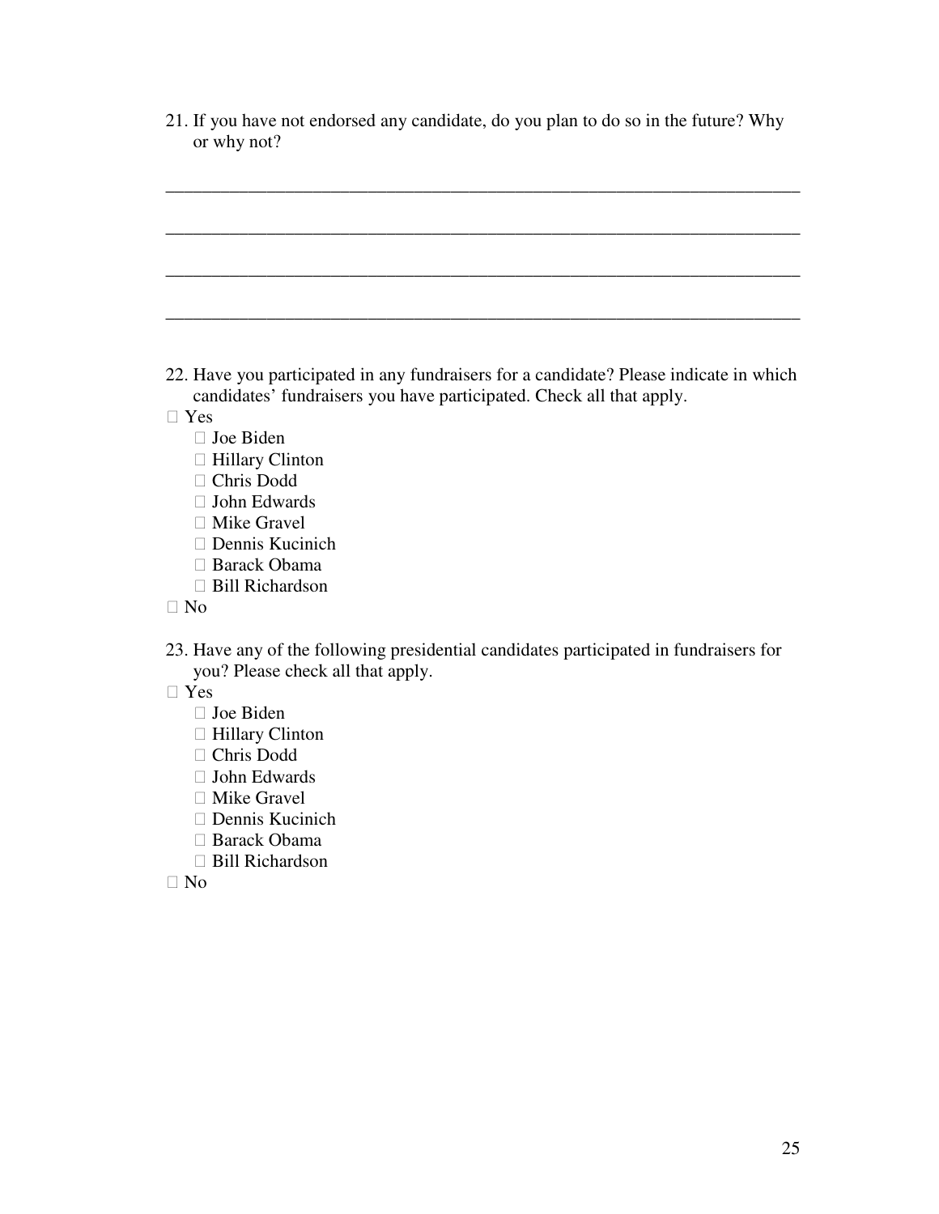21. If you have not endorsed any candidate, do you plan to do so in the future? Why or why not?

______________________________________________________________________

______________________________________________________________________

______________________________________________________________________

______________________________________________________________________

22. Have you participated in any fundraisers for a candidate? Please indicate in which candidates' fundraisers you have participated. Check all that apply.

- ☐ Yes
  - ☐ Joe Biden
  - ☐ Hillary Clinton
  - ☐ Chris Dodd
  - ☐ John Edwards
  - ☐ Mike Gravel
  - ☐ Dennis Kucinich
  - ☐ Barack Obama
  - ☐ Bill Richardson
- ☐ No

23. Have any of the following presidential candidates participated in fundraisers for you? Please check all that apply.

- ☐ Yes
  - ☐ Joe Biden
  - ☐ Hillary Clinton
  - ☐ Chris Dodd
  - ☐ John Edwards
  - ☐ Mike Gravel
  - ☐ Dennis Kucinich
  - ☐ Barack Obama
  - ☐ Bill Richardson
- ☐ No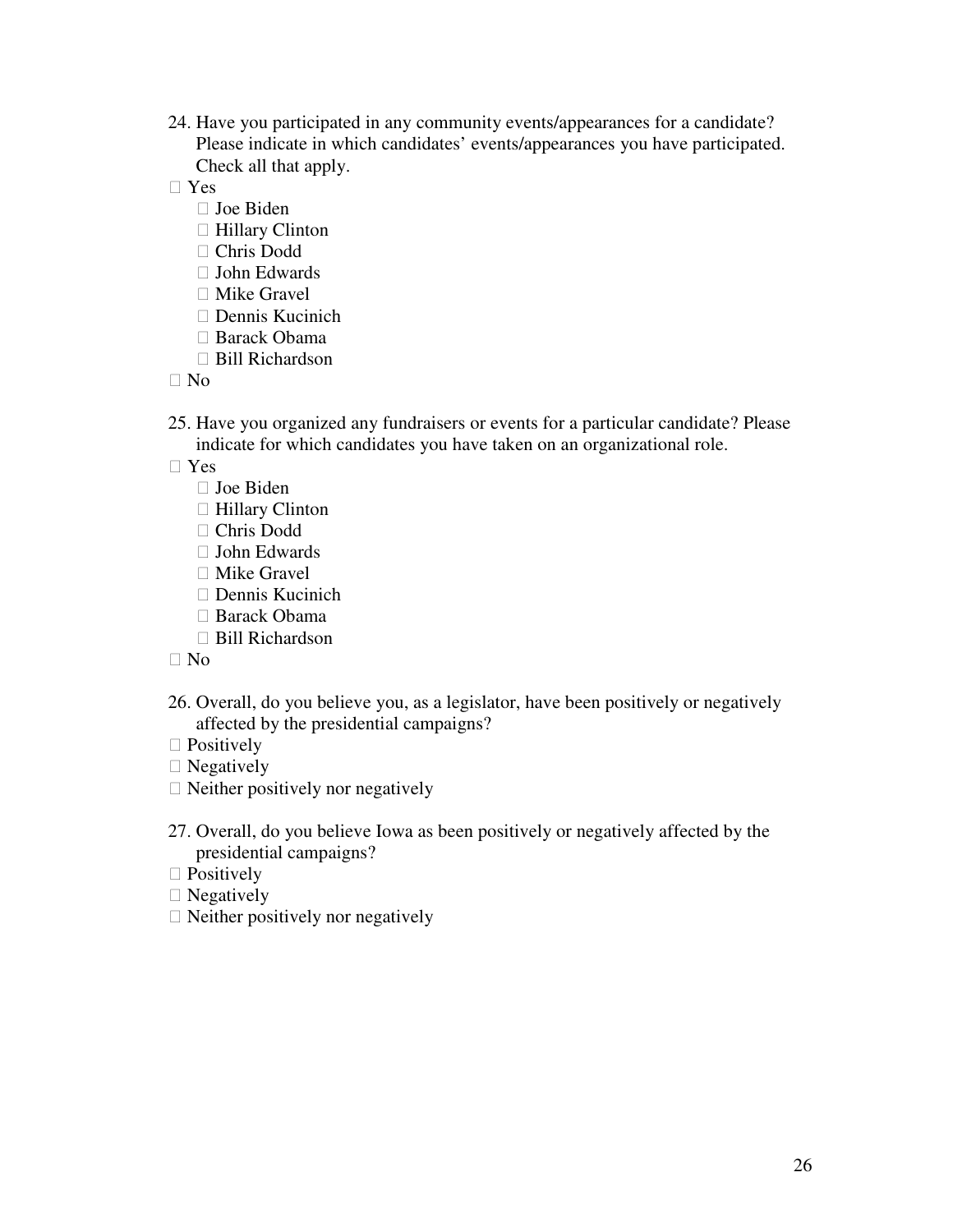24. Have you participated in any community events/appearances for a candidate? Please indicate in which candidates' events/appearances you have participated. Check all that apply.

- Yes
  - Joe Biden
  - Hillary Clinton
  - Chris Dodd
  - John Edwards
  - Mike Gravel
  - Dennis Kucinich
  - Barack Obama
  - Bill Richardson
- No

25. Have you organized any fundraisers or events for a particular candidate? Please indicate for which candidates you have taken on an organizational role.

- Yes
  - Joe Biden
  - Hillary Clinton
  - Chris Dodd
  - John Edwards
  - Mike Gravel
  - Dennis Kucinich
  - Barack Obama
  - Bill Richardson
- No

26. Overall, do you believe you, as a legislator, have been positively or negatively affected by the presidential campaigns?

- Positively
- Negatively
- Neither positively nor negatively

27. Overall, do you believe Iowa as been positively or negatively affected by the presidential campaigns?

- Positively
- Negatively
- Neither positively nor negatively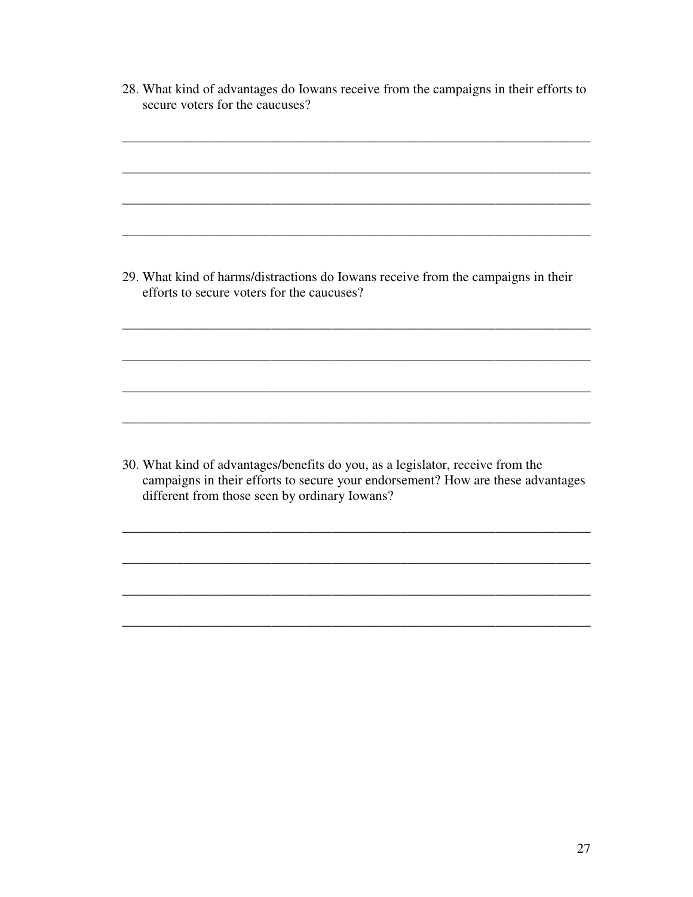28. What kind of advantages do Iowans receive from the campaigns in their efforts to secure voters for the caucuses?

______________________________________________________________________

______________________________________________________________________

______________________________________________________________________

______________________________________________________________________

29. What kind of harms/distractions do Iowans receive from the campaigns in their efforts to secure voters for the caucuses?

______________________________________________________________________

______________________________________________________________________

______________________________________________________________________

______________________________________________________________________

30. What kind of advantages/benefits do you, as a legislator, receive from the campaigns in their efforts to secure your endorsement? How are these advantages different from those seen by ordinary Iowans?

______________________________________________________________________

______________________________________________________________________

______________________________________________________________________

______________________________________________________________________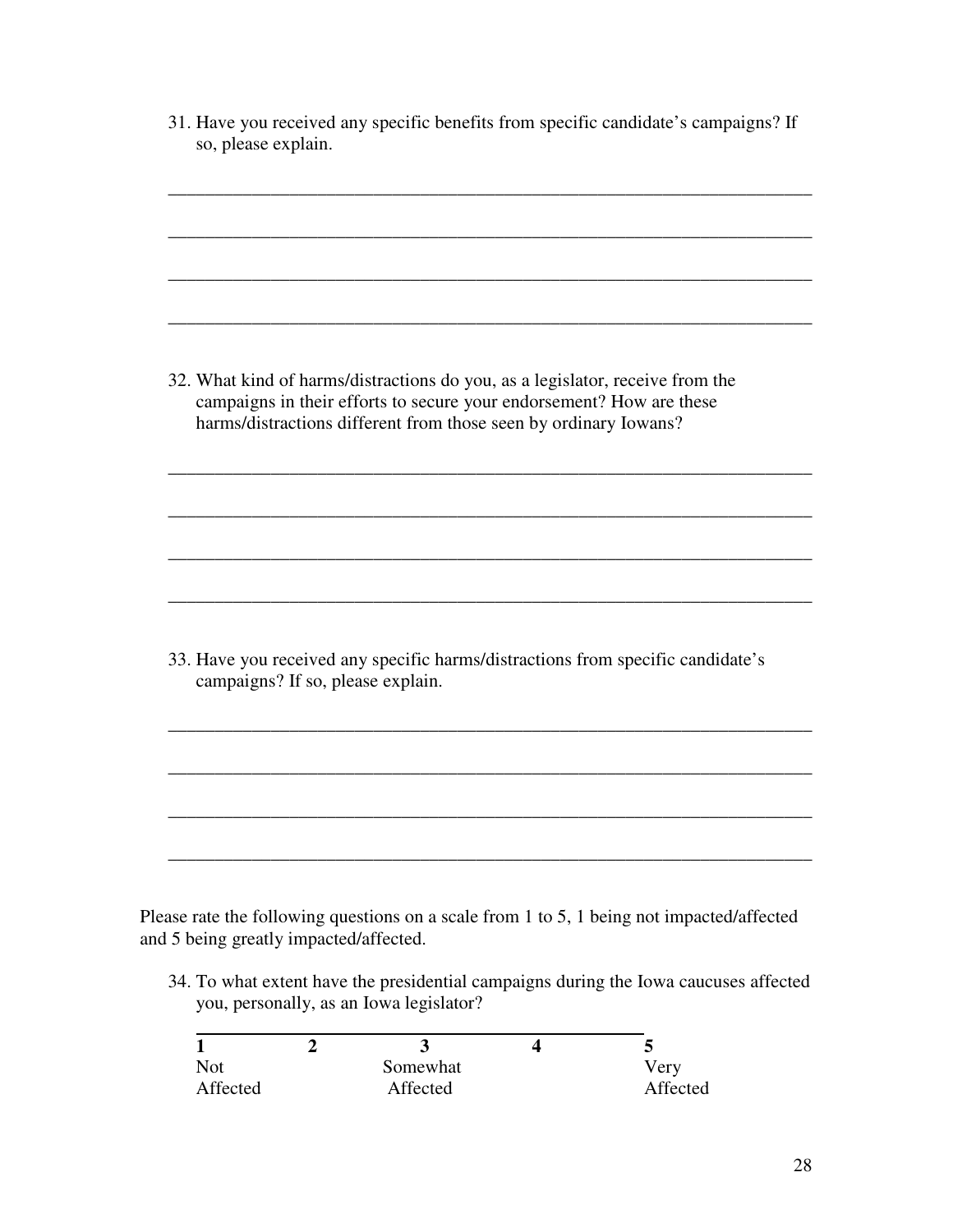31. Have you received any specific benefits from specific candidate's campaigns? If so, please explain.

______________________________________________________________________

______________________________________________________________________

______________________________________________________________________

______________________________________________________________________

32. What kind of harms/distractions do you, as a legislator, receive from the campaigns in their efforts to secure your endorsement? How are these harms/distractions different from those seen by ordinary Iowans?

______________________________________________________________________

______________________________________________________________________

______________________________________________________________________

______________________________________________________________________

33. Have you received any specific harms/distractions from specific candidate's campaigns? If so, please explain.

______________________________________________________________________

______________________________________________________________________

______________________________________________________________________

______________________________________________________________________

Please rate the following questions on a scale from 1 to 5, 1 being not impacted/affected and 5 being greatly impacted/affected.

34. To what extent have the presidential campaigns during the Iowa caucuses affected you, personally, as an Iowa legislator?

| **1** | **2** | **3** | **4** | **5** |
|---|---|---|---|---|
| Not Affected | | Somewhat Affected | | Very Affected |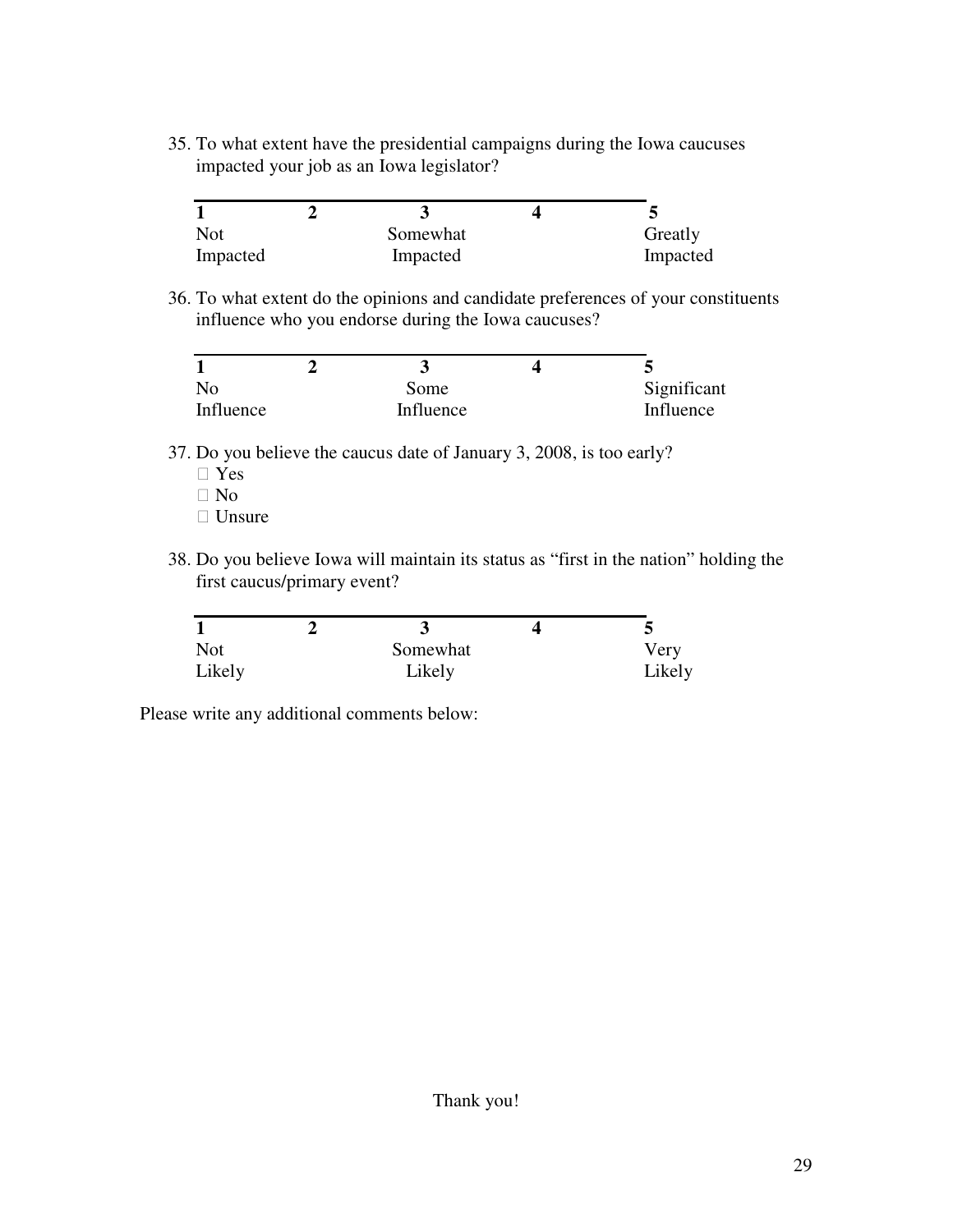35. To what extent have the presidential campaigns during the Iowa caucuses impacted your job as an Iowa legislator?

| **1** | **2** | **3** | **4** | **5** |
|---|---|---|---|---|
| Not Impacted | | Somewhat Impacted | | Greatly Impacted |

36. To what extent do the opinions and candidate preferences of your constituents influence who you endorse during the Iowa caucuses?

| **1** | **2** | **3** | **4** | **5** |
|---|---|---|---|---|
| No Influence | | Some Influence | | Significant Influence |

37. Do you believe the caucus date of January 3, 2008, is too early?
    - Yes
    - No
    - Unsure

38. Do you believe Iowa will maintain its status as "first in the nation" holding the first caucus/primary event?

| **1** | **2** | **3** | **4** | **5** |
|---|---|---|---|---|
| Not Likely | | Somewhat Likely | | Very Likely |

Please write any additional comments below:

Thank you!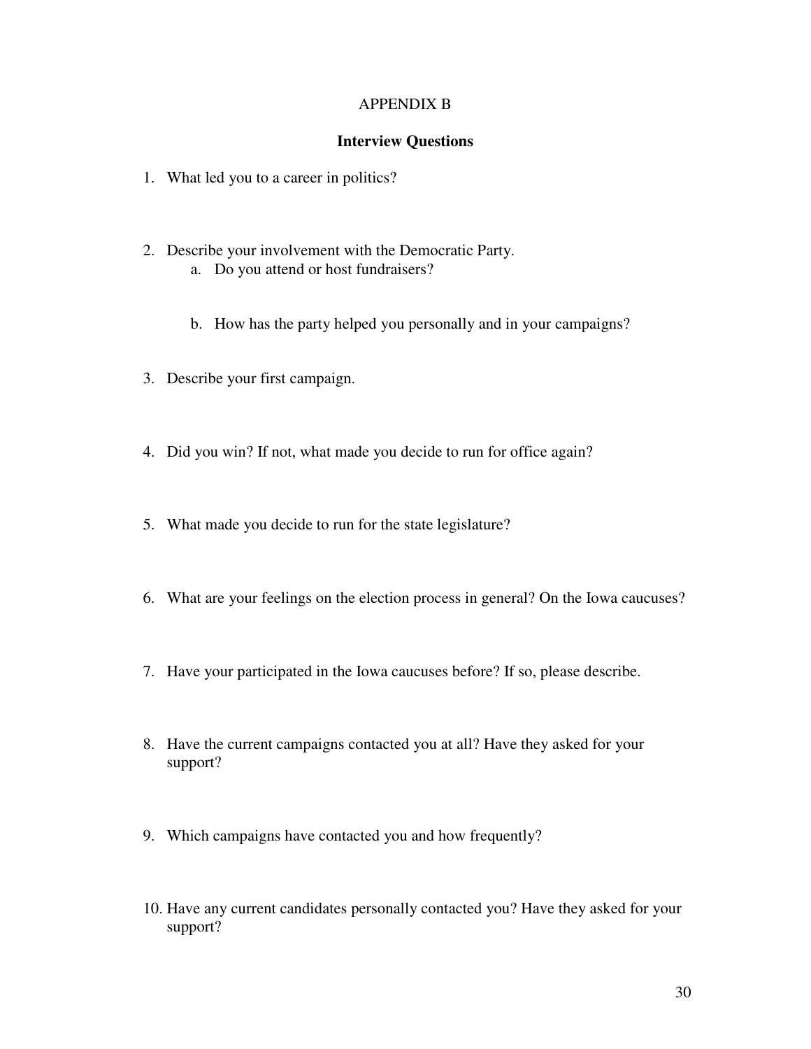APPENDIX B

## Interview Questions

1. What led you to a career in politics?

2. Describe your involvement with the Democratic Party.
   a. Do you attend or host fundraisers?

   b. How has the party helped you personally and in your campaigns?

3. Describe your first campaign.

4. Did you win? If not, what made you decide to run for office again?

5. What made you decide to run for the state legislature?

6. What are your feelings on the election process in general? On the Iowa caucuses?

7. Have your participated in the Iowa caucuses before? If so, please describe.

8. Have the current campaigns contacted you at all? Have they asked for your support?

9. Which campaigns have contacted you and how frequently?

10. Have any current candidates personally contacted you? Have they asked for your support?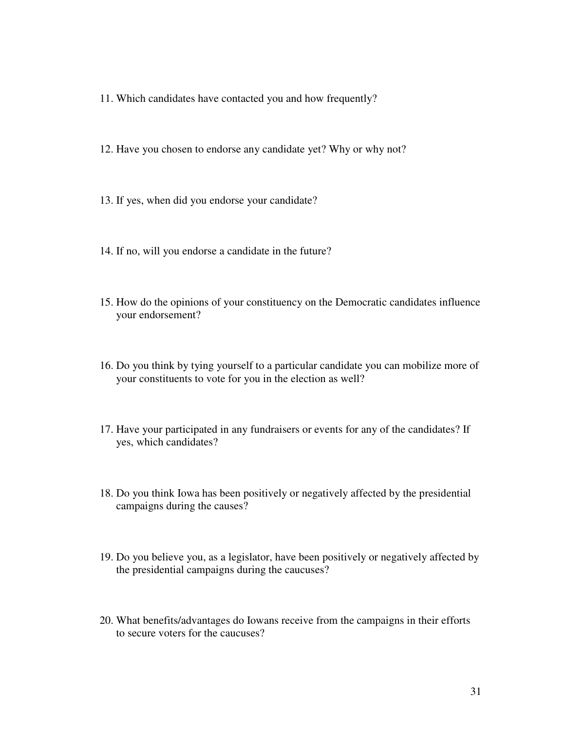11. Which candidates have contacted you and how frequently?

12. Have you chosen to endorse any candidate yet? Why or why not?

13. If yes, when did you endorse your candidate?

14. If no, will you endorse a candidate in the future?

15. How do the opinions of your constituency on the Democratic candidates influence your endorsement?

16. Do you think by tying yourself to a particular candidate you can mobilize more of your constituents to vote for you in the election as well?

17. Have your participated in any fundraisers or events for any of the candidates? If yes, which candidates?

18. Do you think Iowa has been positively or negatively affected by the presidential campaigns during the causes?

19. Do you believe you, as a legislator, have been positively or negatively affected by the presidential campaigns during the caucuses?

20. What benefits/advantages do Iowans receive from the campaigns in their efforts to secure voters for the caucuses?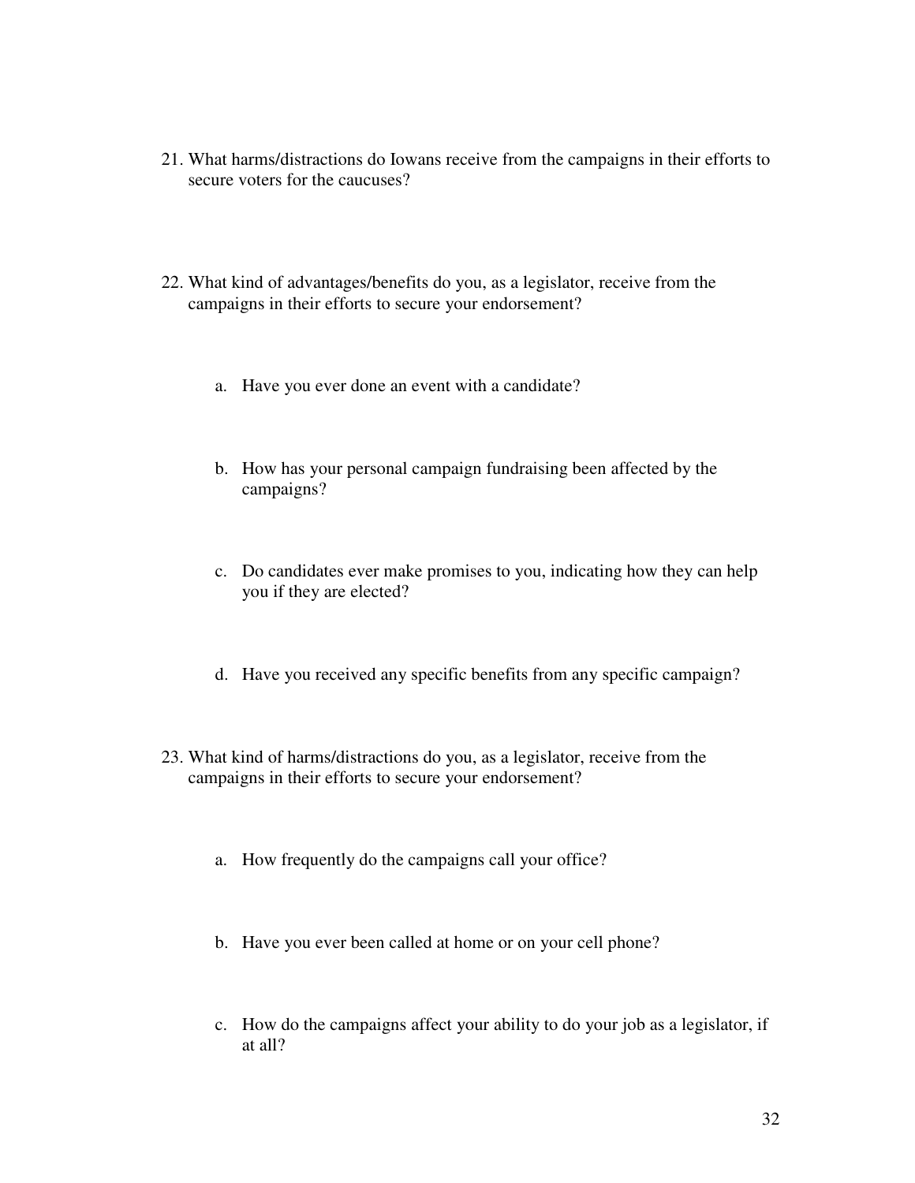21. What harms/distractions do Iowans receive from the campaigns in their efforts to secure voters for the caucuses?

22. What kind of advantages/benefits do you, as a legislator, receive from the campaigns in their efforts to secure your endorsement?

    a. Have you ever done an event with a candidate?

    b. How has your personal campaign fundraising been affected by the campaigns?

    c. Do candidates ever make promises to you, indicating how they can help you if they are elected?

    d. Have you received any specific benefits from any specific campaign?

23. What kind of harms/distractions do you, as a legislator, receive from the campaigns in their efforts to secure your endorsement?

    a. How frequently do the campaigns call your office?

    b. Have you ever been called at home or on your cell phone?

    c. How do the campaigns affect your ability to do your job as a legislator, if at all?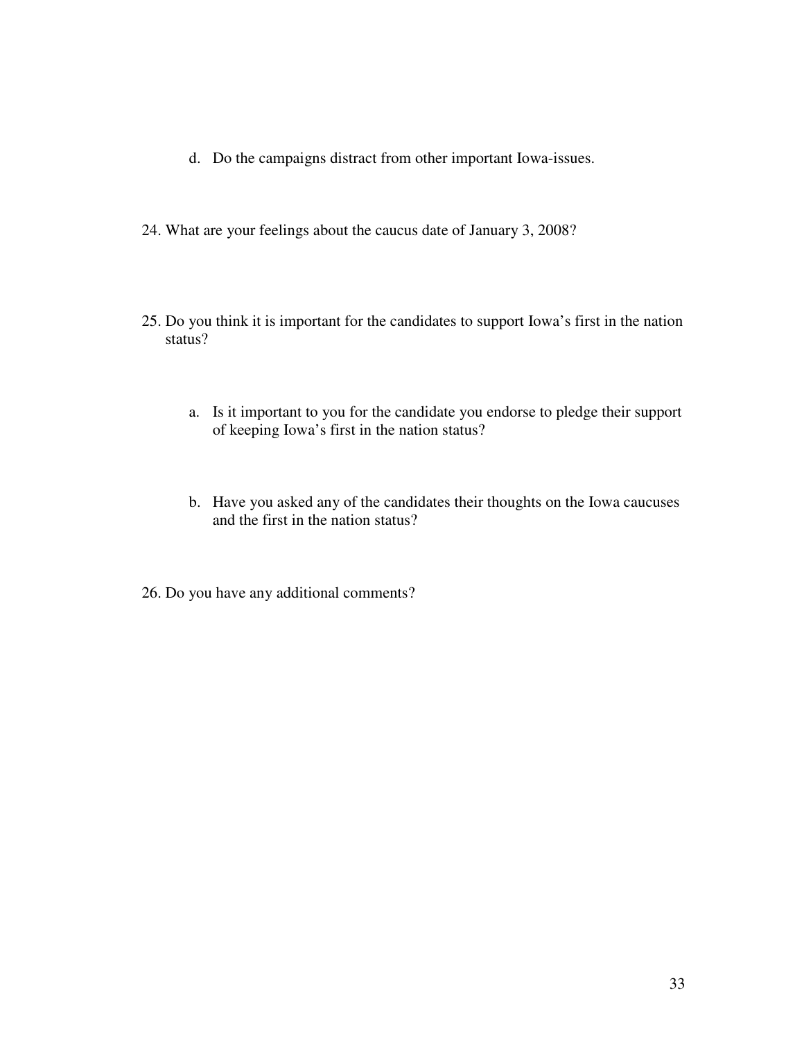d. Do the campaigns distract from other important Iowa-issues.

24. What are your feelings about the caucus date of January 3, 2008?

25. Do you think it is important for the candidates to support Iowa's first in the nation status?

    a. Is it important to you for the candidate you endorse to pledge their support of keeping Iowa's first in the nation status?

    b. Have you asked any of the candidates their thoughts on the Iowa caucuses and the first in the nation status?

26. Do you have any additional comments?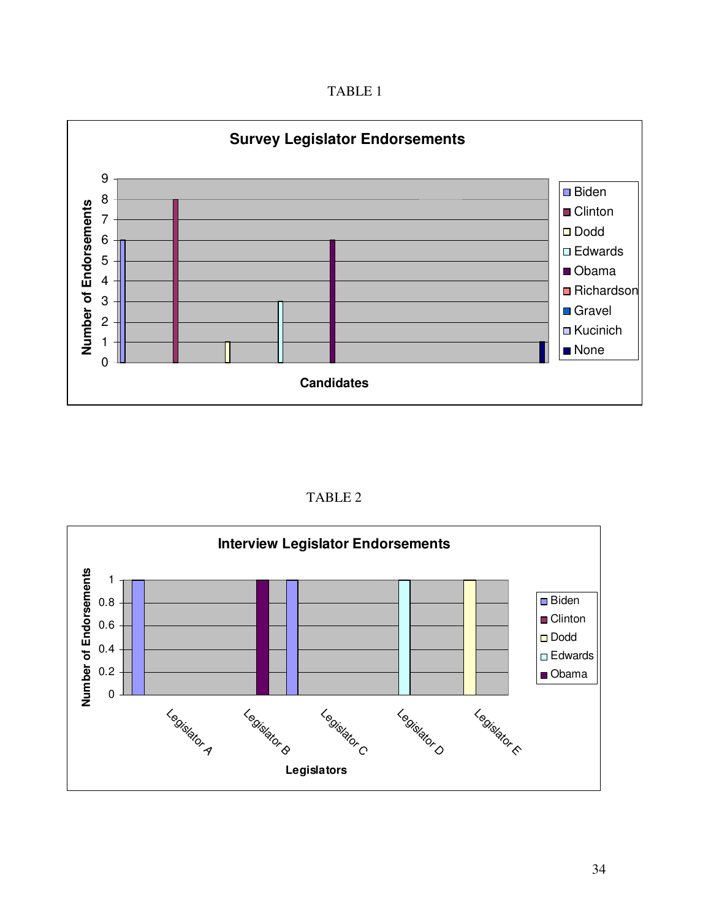TABLE 1

Survey Legislator Endorsements

Number of Endorsements

0
1
2
3
4
5
6
7
8
9

Candidates

Biden
Clinton
Dodd
Edwards
Obama
Richardson
Gravel
Kucinich
None

TABLE 2

Interview Legislator Endorsements

Number of Endorsements

0
0.2
0.4
0.6
0.8
1

Legislator A
Legislator B
Legislator C
Legislator D
Legislator E

Legislators

Biden
Clinton
Dodd
Edwards
Obama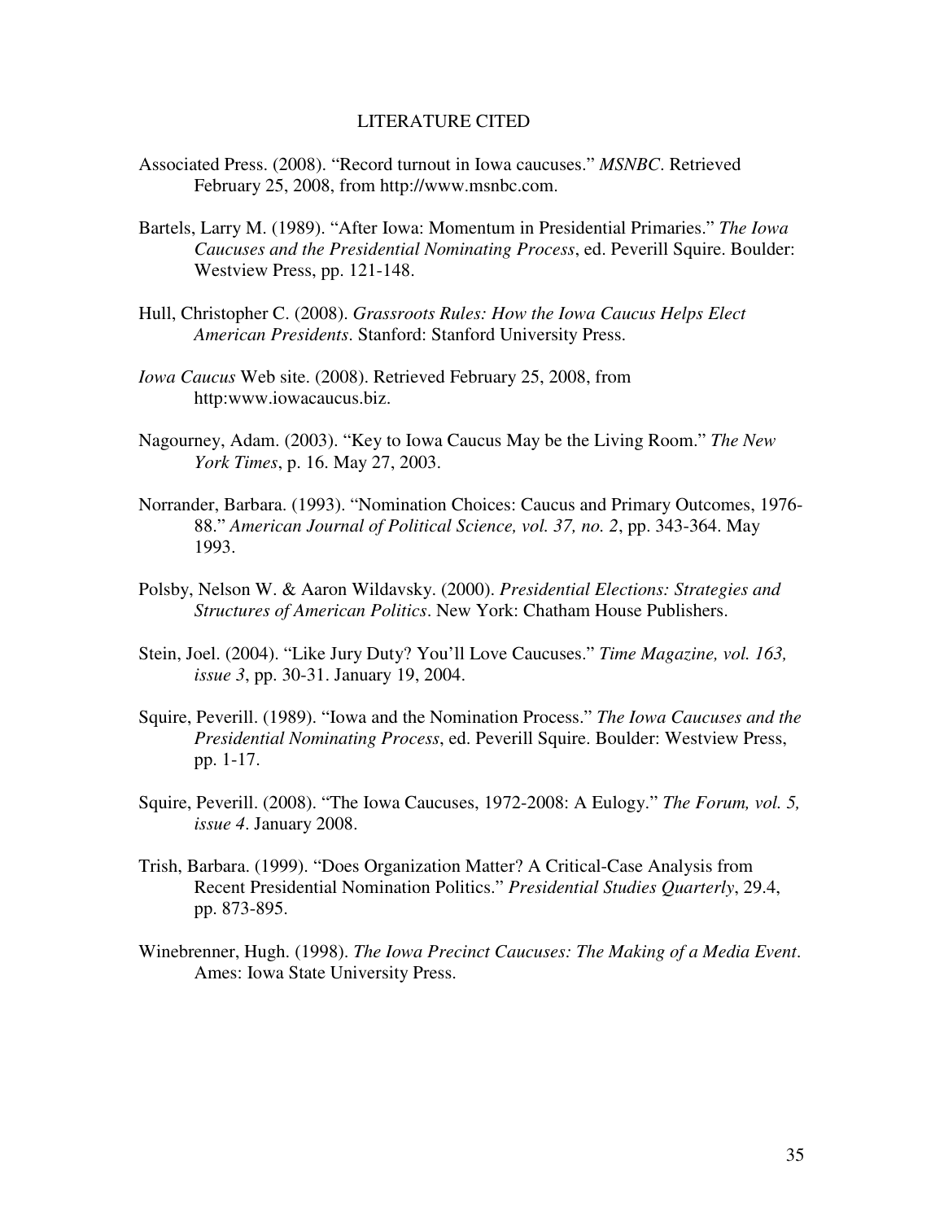# LITERATURE CITED

Associated Press. (2008). "Record turnout in Iowa caucuses." *MSNBC*. Retrieved February 25, 2008, from http://www.msnbc.com.

Bartels, Larry M. (1989). "After Iowa: Momentum in Presidential Primaries." *The Iowa Caucuses and the Presidential Nominating Process*, ed. Peverill Squire. Boulder: Westview Press, pp. 121-148.

Hull, Christopher C. (2008). *Grassroots Rules: How the Iowa Caucus Helps Elect American Presidents*. Stanford: Stanford University Press.

*Iowa Caucus* Web site. (2008). Retrieved February 25, 2008, from http:www.iowacaucus.biz.

Nagourney, Adam. (2003). "Key to Iowa Caucus May be the Living Room." *The New York Times*, p. 16. May 27, 2003.

Norrander, Barbara. (1993). "Nomination Choices: Caucus and Primary Outcomes, 1976-88." *American Journal of Political Science, vol. 37, no. 2*, pp. 343-364. May 1993.

Polsby, Nelson W. & Aaron Wildavsky. (2000). *Presidential Elections: Strategies and Structures of American Politics*. New York: Chatham House Publishers.

Stein, Joel. (2004). "Like Jury Duty? You'll Love Caucuses." *Time Magazine, vol. 163, issue 3*, pp. 30-31. January 19, 2004.

Squire, Peverill. (1989). "Iowa and the Nomination Process." *The Iowa Caucuses and the Presidential Nominating Process*, ed. Peverill Squire. Boulder: Westview Press, pp. 1-17.

Squire, Peverill. (2008). "The Iowa Caucuses, 1972-2008: A Eulogy." *The Forum, vol. 5, issue 4*. January 2008.

Trish, Barbara. (1999). "Does Organization Matter? A Critical-Case Analysis from Recent Presidential Nomination Politics." *Presidential Studies Quarterly*, 29.4, pp. 873-895.

Winebrenner, Hugh. (1998). *The Iowa Precinct Caucuses: The Making of a Media Event*. Ames: Iowa State University Press.